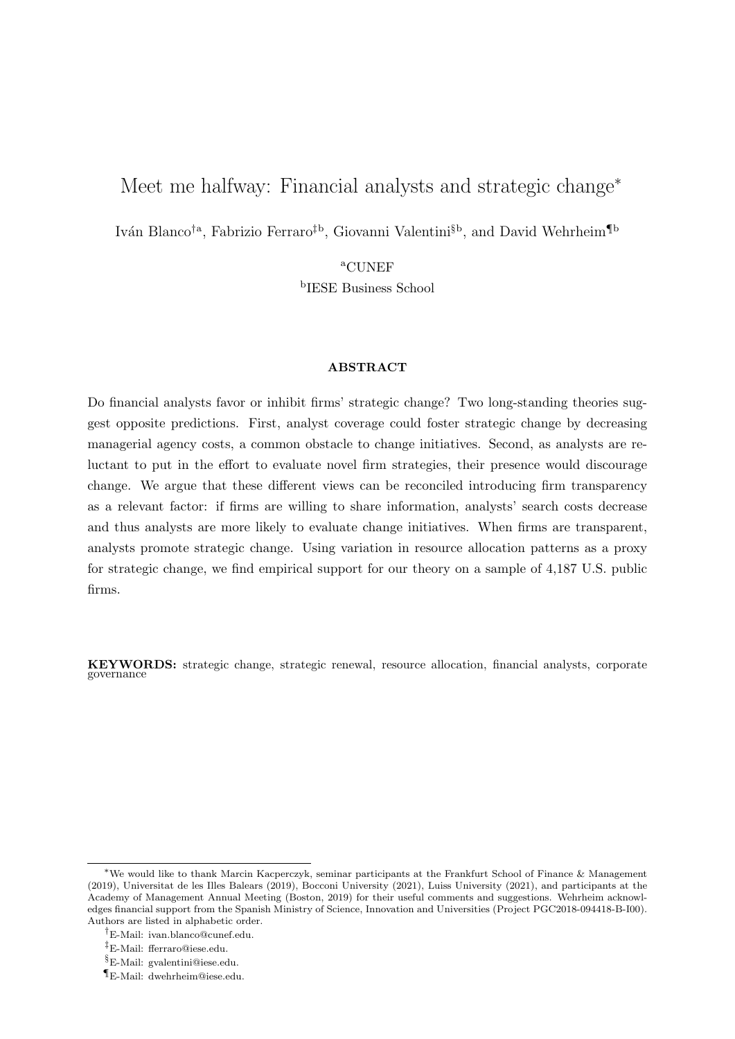# Meet me halfway: Financial analysts and strategic change*

Iván Blanco[†a], Fabrizio Ferraro[‡b], Giovanni Valentini[§b], and David Wehrheim[¶b]

[a]CUNEF

[b]IESE Business School

**ABSTRACT**

Do financial analysts favor or inhibit firms' strategic change? Two long-standing theories suggest opposite predictions. First, analyst coverage could foster strategic change by decreasing managerial agency costs, a common obstacle to change initiatives. Second, as analysts are reluctant to put in the effort to evaluate novel firm strategies, their presence would discourage change. We argue that these different views can be reconciled introducing firm transparency as a relevant factor: if firms are willing to share information, analysts' search costs decrease and thus analysts are more likely to evaluate change initiatives. When firms are transparent, analysts promote strategic change. Using variation in resource allocation patterns as a proxy for strategic change, we find empirical support for our theory on a sample of 4,187 U.S. public firms.

**KEYWORDS:** strategic change, strategic renewal, resource allocation, financial analysts, corporate governance

*We would like to thank Marcin Kacperczyk, seminar participants at the Frankfurt School of Finance & Management (2019), Universitat de les Illes Balears (2019), Bocconi University (2021), Luiss University (2021), and participants at the Academy of Management Annual Meeting (Boston, 2019) for their useful comments and suggestions. Wehrheim acknowledges financial support from the Spanish Ministry of Science, Innovation and Universities (Project PGC2018-094418-B-I00). Authors are listed in alphabetic order.

†E-Mail: ivan.blanco@cunef.edu.

‡E-Mail: fferraro@iese.edu.

§E-Mail: gvalentini@iese.edu.

¶E-Mail: dwehrheim@iese.edu.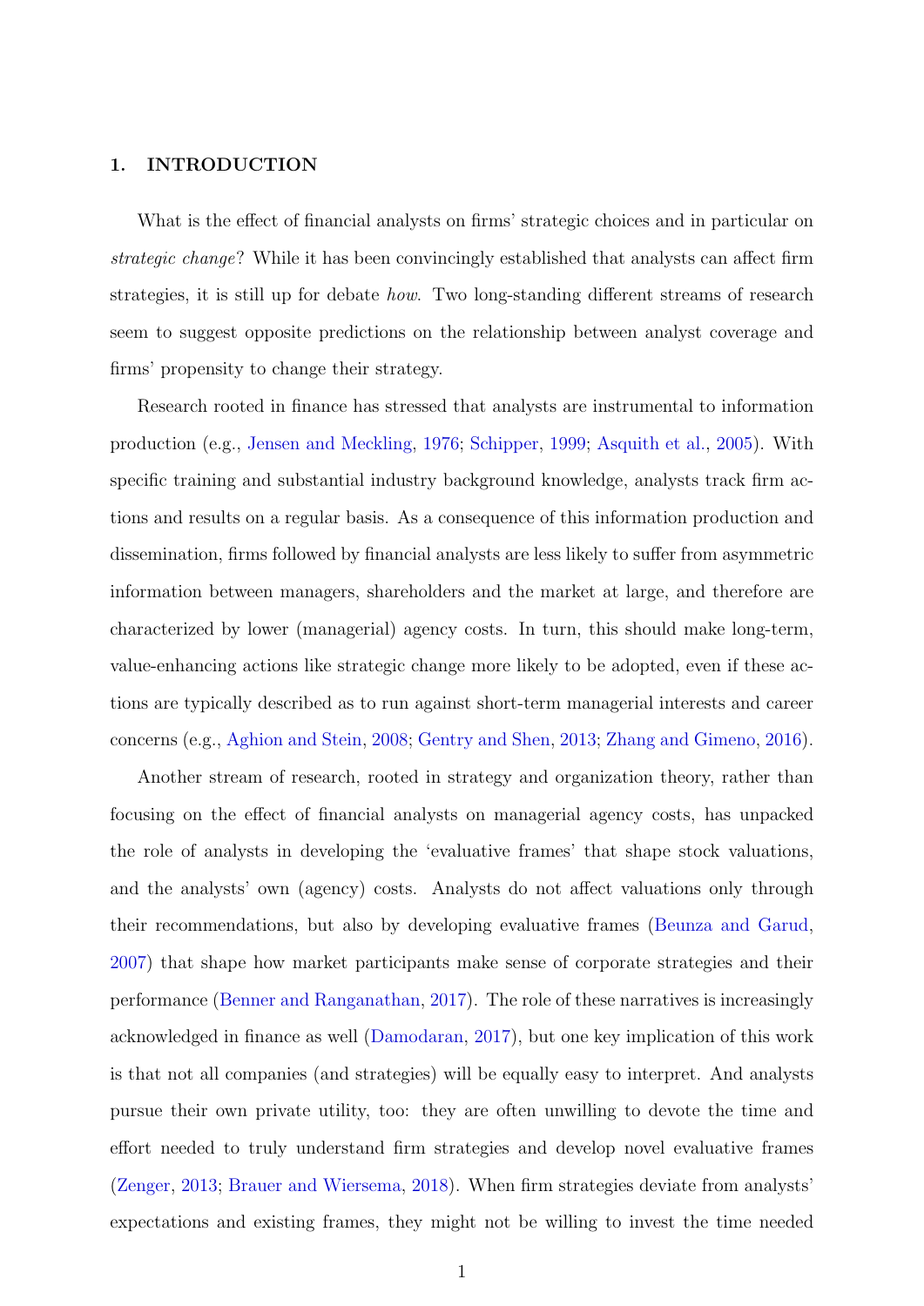## 1. INTRODUCTION

What is the effect of financial analysts on firms' strategic choices and in particular on *strategic change*? While it has been convincingly established that analysts can affect firm strategies, it is still up for debate *how*. Two long-standing different streams of research seem to suggest opposite predictions on the relationship between analyst coverage and firms' propensity to change their strategy.

Research rooted in finance has stressed that analysts are instrumental to information production (e.g., Jensen and Meckling, 1976; Schipper, 1999; Asquith et al., 2005). With specific training and substantial industry background knowledge, analysts track firm actions and results on a regular basis. As a consequence of this information production and dissemination, firms followed by financial analysts are less likely to suffer from asymmetric information between managers, shareholders and the market at large, and therefore are characterized by lower (managerial) agency costs. In turn, this should make long-term, value-enhancing actions like strategic change more likely to be adopted, even if these actions are typically described as to run against short-term managerial interests and career concerns (e.g., Aghion and Stein, 2008; Gentry and Shen, 2013; Zhang and Gimeno, 2016).

Another stream of research, rooted in strategy and organization theory, rather than focusing on the effect of financial analysts on managerial agency costs, has unpacked the role of analysts in developing the 'evaluative frames' that shape stock valuations, and the analysts' own (agency) costs. Analysts do not affect valuations only through their recommendations, but also by developing evaluative frames (Beunza and Garud, 2007) that shape how market participants make sense of corporate strategies and their performance (Benner and Ranganathan, 2017). The role of these narratives is increasingly acknowledged in finance as well (Damodaran, 2017), but one key implication of this work is that not all companies (and strategies) will be equally easy to interpret. And analysts pursue their own private utility, too: they are often unwilling to devote the time and effort needed to truly understand firm strategies and develop novel evaluative frames (Zenger, 2013; Brauer and Wiersema, 2018). When firm strategies deviate from analysts' expectations and existing frames, they might not be willing to invest the time needed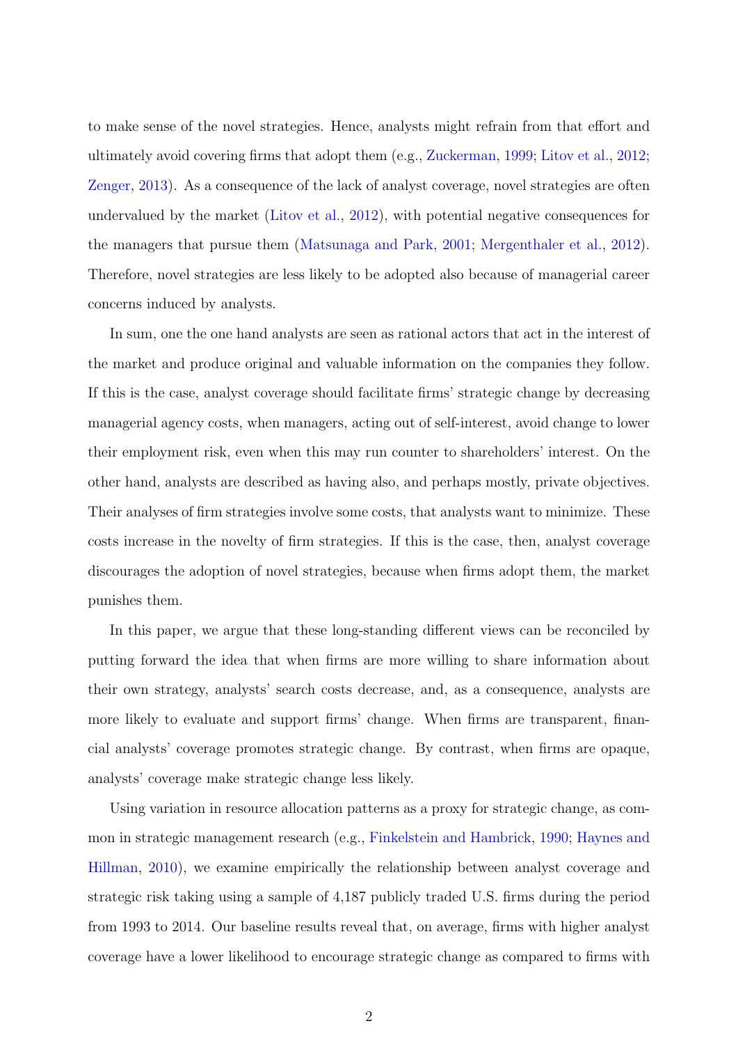to make sense of the novel strategies. Hence, analysts might refrain from that effort and ultimately avoid covering firms that adopt them (e.g., Zuckerman, 1999; Litov et al., 2012; Zenger, 2013). As a consequence of the lack of analyst coverage, novel strategies are often undervalued by the market (Litov et al., 2012), with potential negative consequences for the managers that pursue them (Matsunaga and Park, 2001; Mergenthaler et al., 2012). Therefore, novel strategies are less likely to be adopted also because of managerial career concerns induced by analysts.

In sum, one the one hand analysts are seen as rational actors that act in the interest of the market and produce original and valuable information on the companies they follow. If this is the case, analyst coverage should facilitate firms' strategic change by decreasing managerial agency costs, when managers, acting out of self-interest, avoid change to lower their employment risk, even when this may run counter to shareholders' interest. On the other hand, analysts are described as having also, and perhaps mostly, private objectives. Their analyses of firm strategies involve some costs, that analysts want to minimize. These costs increase in the novelty of firm strategies. If this is the case, then, analyst coverage discourages the adoption of novel strategies, because when firms adopt them, the market punishes them.

In this paper, we argue that these long-standing different views can be reconciled by putting forward the idea that when firms are more willing to share information about their own strategy, analysts' search costs decrease, and, as a consequence, analysts are more likely to evaluate and support firms' change. When firms are transparent, financial analysts' coverage promotes strategic change. By contrast, when firms are opaque, analysts' coverage make strategic change less likely.

Using variation in resource allocation patterns as a proxy for strategic change, as common in strategic management research (e.g., Finkelstein and Hambrick, 1990; Haynes and Hillman, 2010), we examine empirically the relationship between analyst coverage and strategic risk taking using a sample of 4,187 publicly traded U.S. firms during the period from 1993 to 2014. Our baseline results reveal that, on average, firms with higher analyst coverage have a lower likelihood to encourage strategic change as compared to firms with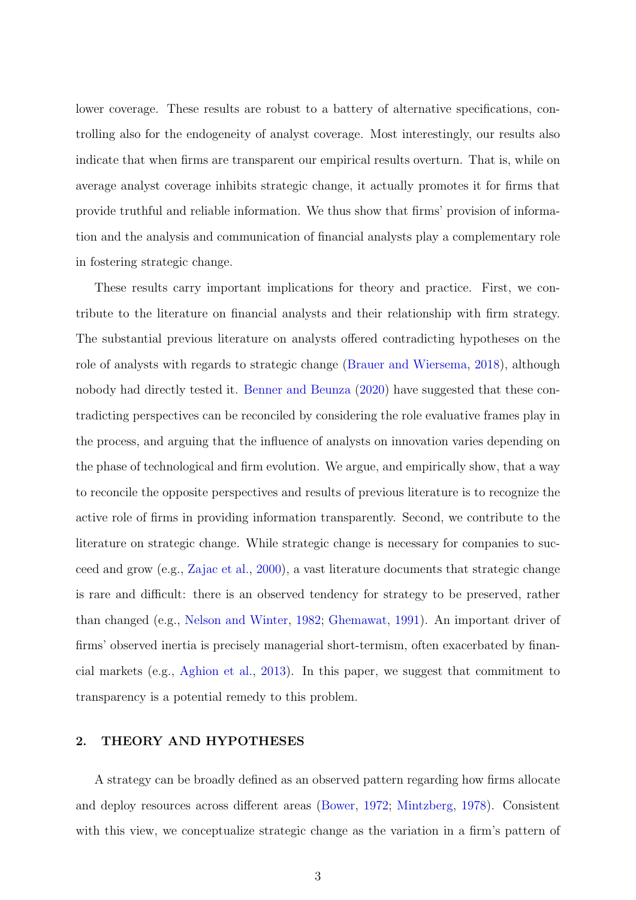lower coverage. These results are robust to a battery of alternative specifications, controlling also for the endogeneity of analyst coverage. Most interestingly, our results also indicate that when firms are transparent our empirical results overturn. That is, while on average analyst coverage inhibits strategic change, it actually promotes it for firms that provide truthful and reliable information. We thus show that firms' provision of information and the analysis and communication of financial analysts play a complementary role in fostering strategic change.

These results carry important implications for theory and practice. First, we contribute to the literature on financial analysts and their relationship with firm strategy. The substantial previous literature on analysts offered contradicting hypotheses on the role of analysts with regards to strategic change (Brauer and Wiersema, 2018), although nobody had directly tested it. Benner and Beunza (2020) have suggested that these contradicting perspectives can be reconciled by considering the role evaluative frames play in the process, and arguing that the influence of analysts on innovation varies depending on the phase of technological and firm evolution. We argue, and empirically show, that a way to reconcile the opposite perspectives and results of previous literature is to recognize the active role of firms in providing information transparently. Second, we contribute to the literature on strategic change. While strategic change is necessary for companies to succeed and grow (e.g., Zajac et al., 2000), a vast literature documents that strategic change is rare and difficult: there is an observed tendency for strategy to be preserved, rather than changed (e.g., Nelson and Winter, 1982; Ghemawat, 1991). An important driver of firms' observed inertia is precisely managerial short-termism, often exacerbated by financial markets (e.g., Aghion et al., 2013). In this paper, we suggest that commitment to transparency is a potential remedy to this problem.

## 2. THEORY AND HYPOTHESES

A strategy can be broadly defined as an observed pattern regarding how firms allocate and deploy resources across different areas (Bower, 1972; Mintzberg, 1978). Consistent with this view, we conceptualize strategic change as the variation in a firm's pattern of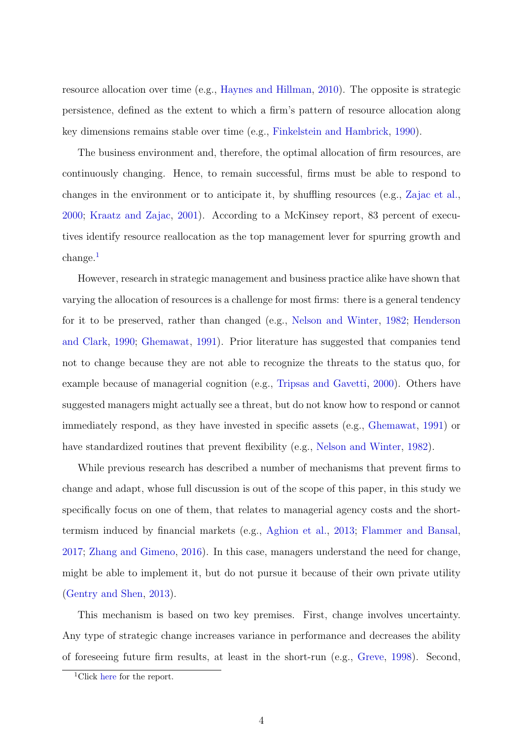resource allocation over time (e.g., Haynes and Hillman, 2010). The opposite is strategic persistence, defined as the extent to which a firm's pattern of resource allocation along key dimensions remains stable over time (e.g., Finkelstein and Hambrick, 1990).

The business environment and, therefore, the optimal allocation of firm resources, are continuously changing. Hence, to remain successful, firms must be able to respond to changes in the environment or to anticipate it, by shuffling resources (e.g., Zajac et al., 2000; Kraatz and Zajac, 2001). According to a McKinsey report, 83 percent of executives identify resource reallocation as the top management lever for spurring growth and change.[1]

However, research in strategic management and business practice alike have shown that varying the allocation of resources is a challenge for most firms: there is a general tendency for it to be preserved, rather than changed (e.g., Nelson and Winter, 1982; Henderson and Clark, 1990; Ghemawat, 1991). Prior literature has suggested that companies tend not to change because they are not able to recognize the threats to the status quo, for example because of managerial cognition (e.g., Tripsas and Gavetti, 2000). Others have suggested managers might actually see a threat, but do not know how to respond or cannot immediately respond, as they have invested in specific assets (e.g., Ghemawat, 1991) or have standardized routines that prevent flexibility (e.g., Nelson and Winter, 1982).

While previous research has described a number of mechanisms that prevent firms to change and adapt, whose full discussion is out of the scope of this paper, in this study we specifically focus on one of them, that relates to managerial agency costs and the short-termism induced by financial markets (e.g., Aghion et al., 2013; Flammer and Bansal, 2017; Zhang and Gimeno, 2016). In this case, managers understand the need for change, might be able to implement it, but do not pursue it because of their own private utility (Gentry and Shen, 2013).

This mechanism is based on two key premises. First, change involves uncertainty. Any type of strategic change increases variance in performance and decreases the ability of foreseeing future firm results, at least in the short-run (e.g., Greve, 1998). Second,

[1] Click here for the report.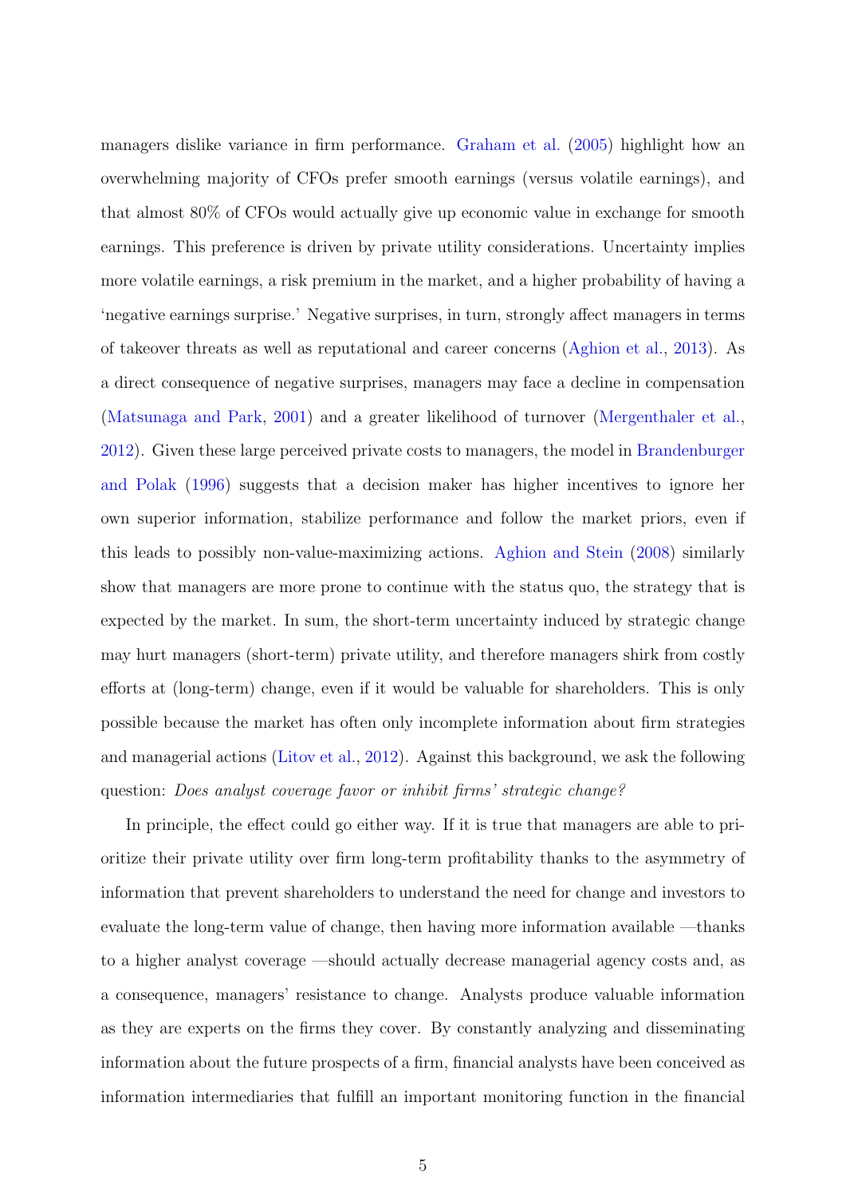managers dislike variance in firm performance. Graham et al. (2005) highlight how an overwhelming majority of CFOs prefer smooth earnings (versus volatile earnings), and that almost 80% of CFOs would actually give up economic value in exchange for smooth earnings. This preference is driven by private utility considerations. Uncertainty implies more volatile earnings, a risk premium in the market, and a higher probability of having a 'negative earnings surprise.' Negative surprises, in turn, strongly affect managers in terms of takeover threats as well as reputational and career concerns (Aghion et al., 2013). As a direct consequence of negative surprises, managers may face a decline in compensation (Matsunaga and Park, 2001) and a greater likelihood of turnover (Mergenthaler et al., 2012). Given these large perceived private costs to managers, the model in Brandenburger and Polak (1996) suggests that a decision maker has higher incentives to ignore her own superior information, stabilize performance and follow the market priors, even if this leads to possibly non-value-maximizing actions. Aghion and Stein (2008) similarly show that managers are more prone to continue with the status quo, the strategy that is expected by the market. In sum, the short-term uncertainty induced by strategic change may hurt managers (short-term) private utility, and therefore managers shirk from costly efforts at (long-term) change, even if it would be valuable for shareholders. This is only possible because the market has often only incomplete information about firm strategies and managerial actions (Litov et al., 2012). Against this background, we ask the following question: *Does analyst coverage favor or inhibit firms' strategic change?*

In principle, the effect could go either way. If it is true that managers are able to prioritize their private utility over firm long-term profitability thanks to the asymmetry of information that prevent shareholders to understand the need for change and investors to evaluate the long-term value of change, then having more information available —thanks to a higher analyst coverage —should actually decrease managerial agency costs and, as a consequence, managers' resistance to change. Analysts produce valuable information as they are experts on the firms they cover. By constantly analyzing and disseminating information about the future prospects of a firm, financial analysts have been conceived as information intermediaries that fulfill an important monitoring function in the financial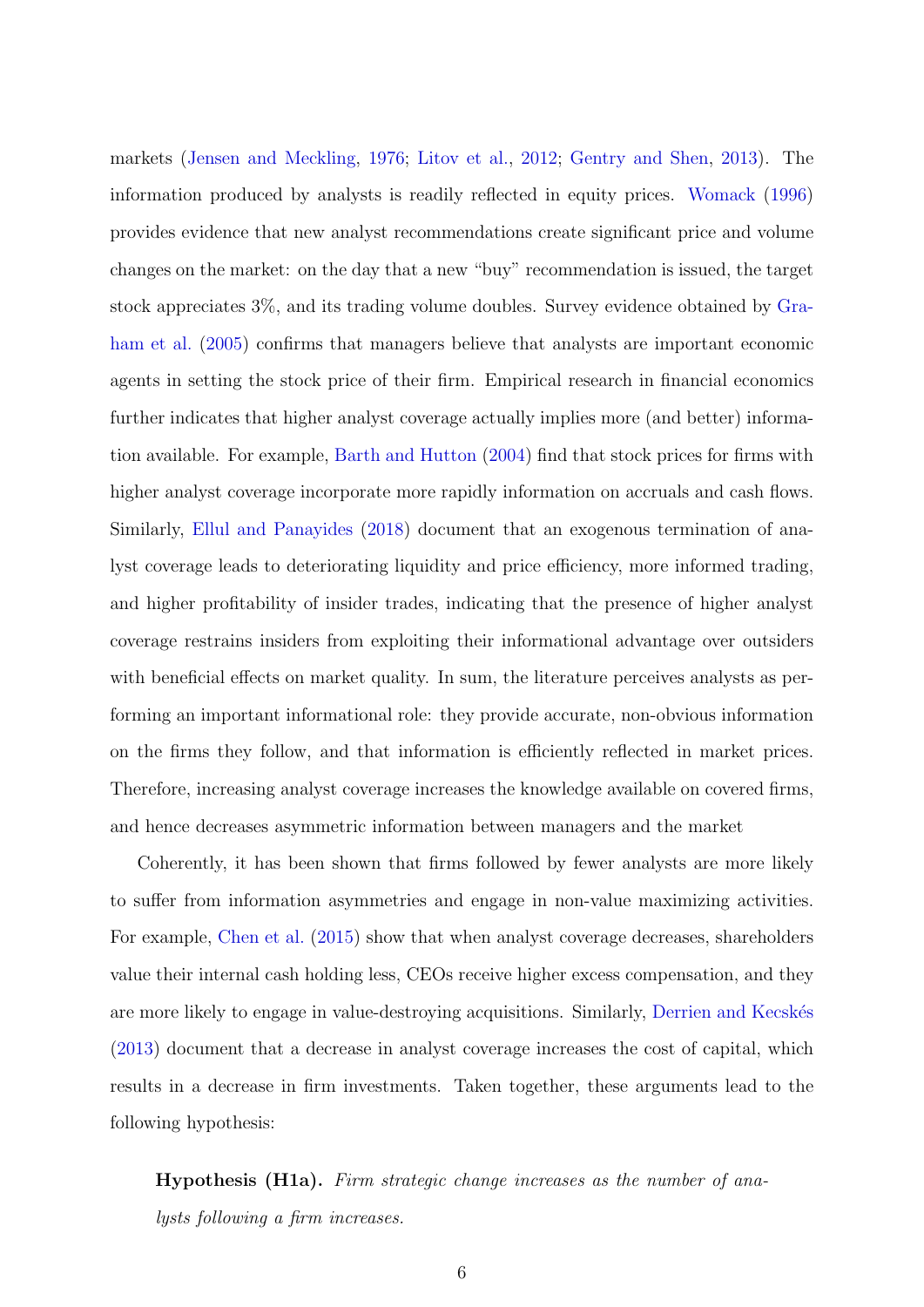markets (Jensen and Meckling, 1976; Litov et al., 2012; Gentry and Shen, 2013). The information produced by analysts is readily reflected in equity prices. Womack (1996) provides evidence that new analyst recommendations create significant price and volume changes on the market: on the day that a new "buy" recommendation is issued, the target stock appreciates 3%, and its trading volume doubles. Survey evidence obtained by Graham et al. (2005) confirms that managers believe that analysts are important economic agents in setting the stock price of their firm. Empirical research in financial economics further indicates that higher analyst coverage actually implies more (and better) information available. For example, Barth and Hutton (2004) find that stock prices for firms with higher analyst coverage incorporate more rapidly information on accruals and cash flows. Similarly, Ellul and Panayides (2018) document that an exogenous termination of analyst coverage leads to deteriorating liquidity and price efficiency, more informed trading, and higher profitability of insider trades, indicating that the presence of higher analyst coverage restrains insiders from exploiting their informational advantage over outsiders with beneficial effects on market quality. In sum, the literature perceives analysts as performing an important informational role: they provide accurate, non-obvious information on the firms they follow, and that information is efficiently reflected in market prices. Therefore, increasing analyst coverage increases the knowledge available on covered firms, and hence decreases asymmetric information between managers and the market

Coherently, it has been shown that firms followed by fewer analysts are more likely to suffer from information asymmetries and engage in non-value maximizing activities. For example, Chen et al. (2015) show that when analyst coverage decreases, shareholders value their internal cash holding less, CEOs receive higher excess compensation, and they are more likely to engage in value-destroying acquisitions. Similarly, Derrien and Kecskés (2013) document that a decrease in analyst coverage increases the cost of capital, which results in a decrease in firm investments. Taken together, these arguments lead to the following hypothesis:

> **Hypothesis (H1a).** *Firm strategic change increases as the number of analysts following a firm increases.*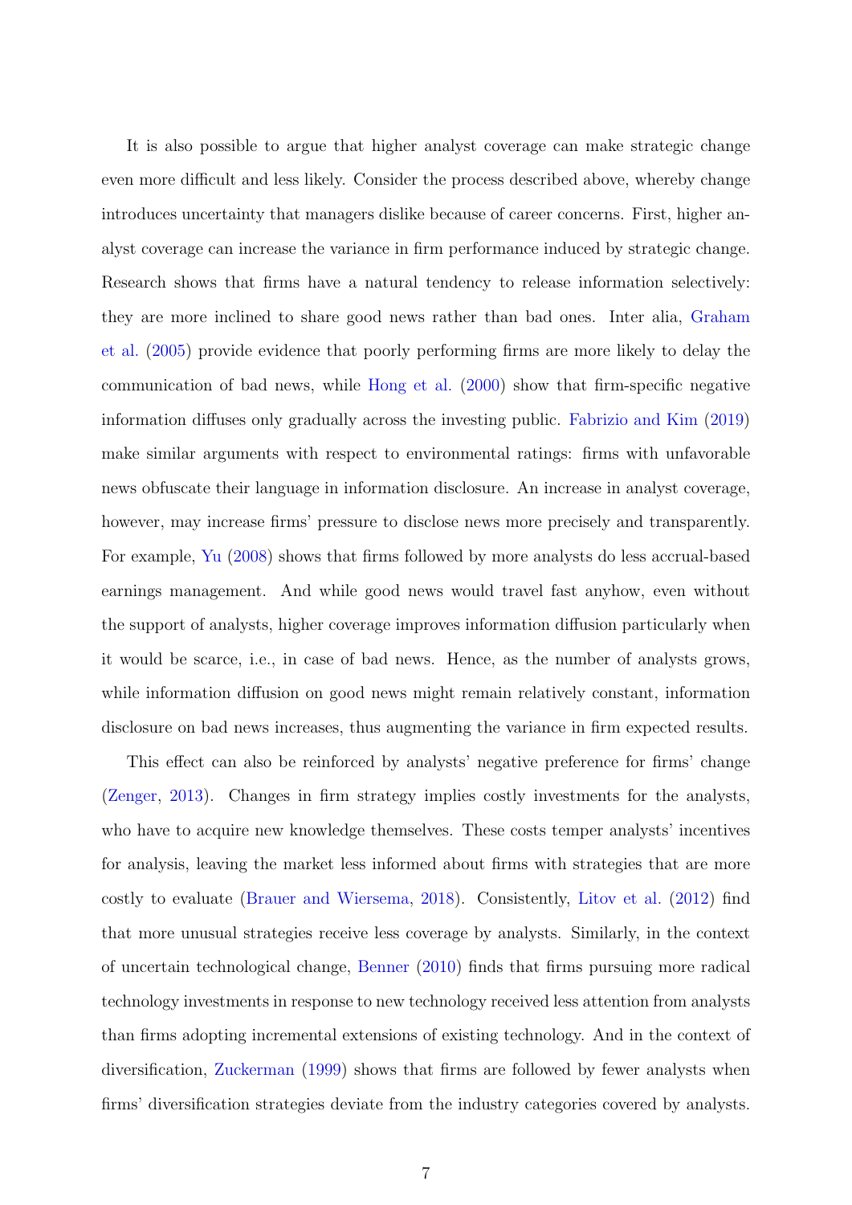It is also possible to argue that higher analyst coverage can make strategic change even more difficult and less likely. Consider the process described above, whereby change introduces uncertainty that managers dislike because of career concerns. First, higher analyst coverage can increase the variance in firm performance induced by strategic change. Research shows that firms have a natural tendency to release information selectively: they are more inclined to share good news rather than bad ones. Inter alia, Graham et al. (2005) provide evidence that poorly performing firms are more likely to delay the communication of bad news, while Hong et al. (2000) show that firm-specific negative information diffuses only gradually across the investing public. Fabrizio and Kim (2019) make similar arguments with respect to environmental ratings: firms with unfavorable news obfuscate their language in information disclosure. An increase in analyst coverage, however, may increase firms' pressure to disclose news more precisely and transparently. For example, Yu (2008) shows that firms followed by more analysts do less accrual-based earnings management. And while good news would travel fast anyhow, even without the support of analysts, higher coverage improves information diffusion particularly when it would be scarce, i.e., in case of bad news. Hence, as the number of analysts grows, while information diffusion on good news might remain relatively constant, information disclosure on bad news increases, thus augmenting the variance in firm expected results.

This effect can also be reinforced by analysts' negative preference for firms' change (Zenger, 2013). Changes in firm strategy implies costly investments for the analysts, who have to acquire new knowledge themselves. These costs temper analysts' incentives for analysis, leaving the market less informed about firms with strategies that are more costly to evaluate (Brauer and Wiersema, 2018). Consistently, Litov et al. (2012) find that more unusual strategies receive less coverage by analysts. Similarly, in the context of uncertain technological change, Benner (2010) finds that firms pursuing more radical technology investments in response to new technology received less attention from analysts than firms adopting incremental extensions of existing technology. And in the context of diversification, Zuckerman (1999) shows that firms are followed by fewer analysts when firms' diversification strategies deviate from the industry categories covered by analysts.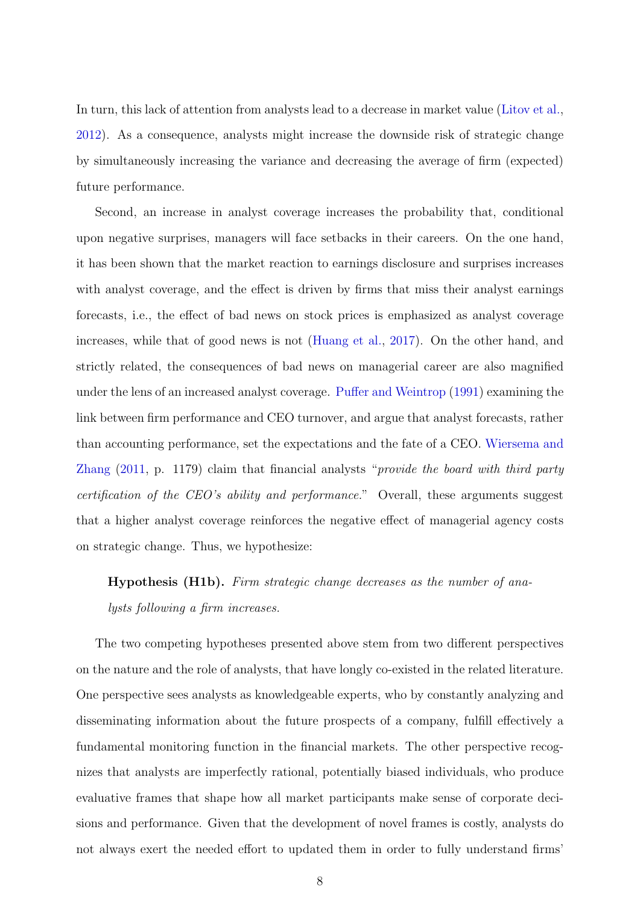In turn, this lack of attention from analysts lead to a decrease in market value (Litov et al., 2012). As a consequence, analysts might increase the downside risk of strategic change by simultaneously increasing the variance and decreasing the average of firm (expected) future performance.

Second, an increase in analyst coverage increases the probability that, conditional upon negative surprises, managers will face setbacks in their careers. On the one hand, it has been shown that the market reaction to earnings disclosure and surprises increases with analyst coverage, and the effect is driven by firms that miss their analyst earnings forecasts, i.e., the effect of bad news on stock prices is emphasized as analyst coverage increases, while that of good news is not (Huang et al., 2017). On the other hand, and strictly related, the consequences of bad news on managerial career are also magnified under the lens of an increased analyst coverage. Puffer and Weintrop (1991) examining the link between firm performance and CEO turnover, and argue that analyst forecasts, rather than accounting performance, set the expectations and the fate of a CEO. Wiersema and Zhang (2011, p. 1179) claim that financial analysts "*provide the board with third party certification of the CEO's ability and performance.*" Overall, these arguments suggest that a higher analyst coverage reinforces the negative effect of managerial agency costs on strategic change. Thus, we hypothesize:

> **Hypothesis (H1b).** *Firm strategic change decreases as the number of analysts following a firm increases.*

The two competing hypotheses presented above stem from two different perspectives on the nature and the role of analysts, that have longly co-existed in the related literature. One perspective sees analysts as knowledgeable experts, who by constantly analyzing and disseminating information about the future prospects of a company, fulfill effectively a fundamental monitoring function in the financial markets. The other perspective recognizes that analysts are imperfectly rational, potentially biased individuals, who produce evaluative frames that shape how all market participants make sense of corporate decisions and performance. Given that the development of novel frames is costly, analysts do not always exert the needed effort to updated them in order to fully understand firms'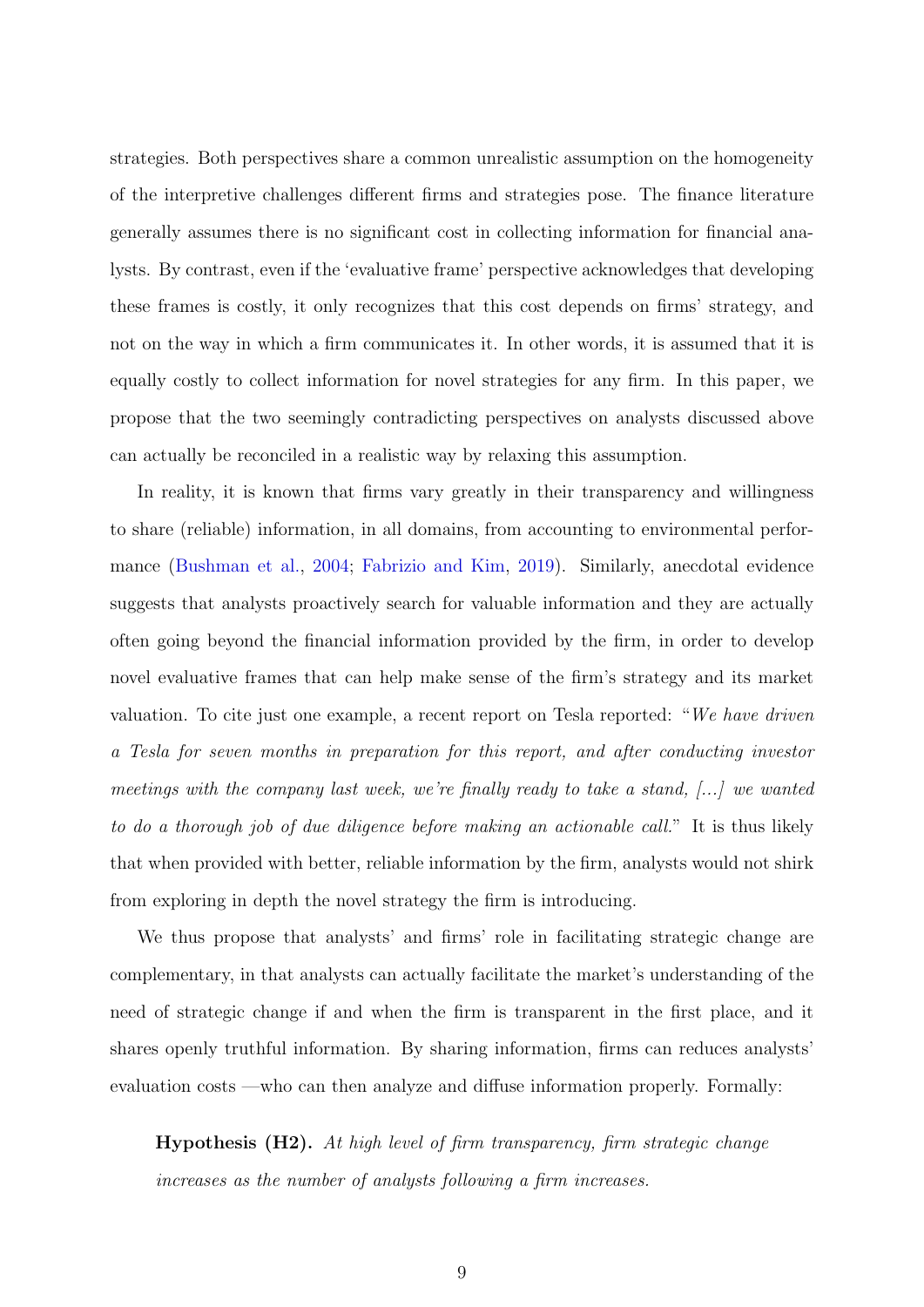strategies. Both perspectives share a common unrealistic assumption on the homogeneity of the interpretive challenges different firms and strategies pose. The finance literature generally assumes there is no significant cost in collecting information for financial analysts. By contrast, even if the 'evaluative frame' perspective acknowledges that developing these frames is costly, it only recognizes that this cost depends on firms' strategy, and not on the way in which a firm communicates it. In other words, it is assumed that it is equally costly to collect information for novel strategies for any firm. In this paper, we propose that the two seemingly contradicting perspectives on analysts discussed above can actually be reconciled in a realistic way by relaxing this assumption.

In reality, it is known that firms vary greatly in their transparency and willingness to share (reliable) information, in all domains, from accounting to environmental performance (Bushman et al., 2004; Fabrizio and Kim, 2019). Similarly, anecdotal evidence suggests that analysts proactively search for valuable information and they are actually often going beyond the financial information provided by the firm, in order to develop novel evaluative frames that can help make sense of the firm's strategy and its market valuation. To cite just one example, a recent report on Tesla reported: "*We have driven a Tesla for seven months in preparation for this report, and after conducting investor meetings with the company last week, we're finally ready to take a stand, [...] we wanted to do a thorough job of due diligence before making an actionable call.*" It is thus likely that when provided with better, reliable information by the firm, analysts would not shirk from exploring in depth the novel strategy the firm is introducing.

We thus propose that analysts' and firms' role in facilitating strategic change are complementary, in that analysts can actually facilitate the market's understanding of the need of strategic change if and when the firm is transparent in the first place, and it shares openly truthful information. By sharing information, firms can reduces analysts' evaluation costs —who can then analyze and diffuse information properly. Formally:

> **Hypothesis (H2).** *At high level of firm transparency, firm strategic change increases as the number of analysts following a firm increases.*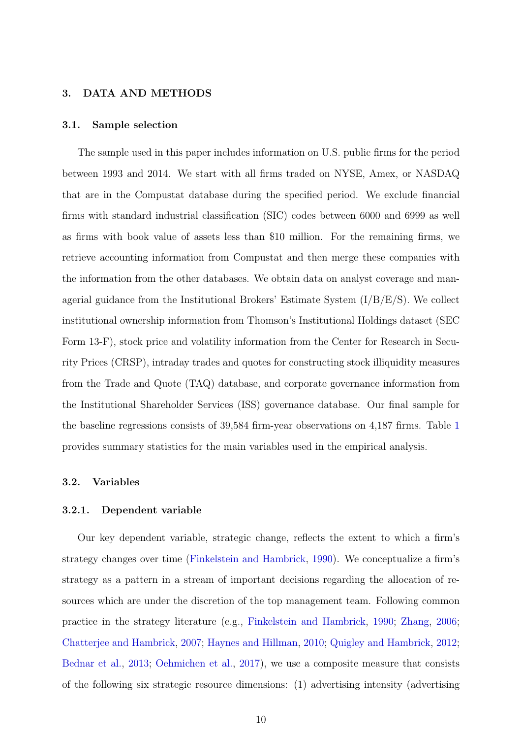## 3. DATA AND METHODS

### 3.1. Sample selection

The sample used in this paper includes information on U.S. public firms for the period between 1993 and 2014. We start with all firms traded on NYSE, Amex, or NASDAQ that are in the Compustat database during the specified period. We exclude financial firms with standard industrial classification (SIC) codes between 6000 and 6999 as well as firms with book value of assets less than $10 million. For the remaining firms, we retrieve accounting information from Compustat and then merge these companies with the information from the other databases. We obtain data on analyst coverage and managerial guidance from the Institutional Brokers' Estimate System (I/B/E/S). We collect institutional ownership information from Thomson's Institutional Holdings dataset (SEC Form 13-F), stock price and volatility information from the Center for Research in Security Prices (CRSP), intraday trades and quotes for constructing stock illiquidity measures from the Trade and Quote (TAQ) database, and corporate governance information from the Institutional Shareholder Services (ISS) governance database. Our final sample for the baseline regressions consists of 39,584 firm-year observations on 4,187 firms. Table 1 provides summary statistics for the main variables used in the empirical analysis.

### 3.2. Variables

#### 3.2.1. Dependent variable

Our key dependent variable, strategic change, reflects the extent to which a firm's strategy changes over time (Finkelstein and Hambrick, 1990). We conceptualize a firm's strategy as a pattern in a stream of important decisions regarding the allocation of resources which are under the discretion of the top management team. Following common practice in the strategy literature (e.g., Finkelstein and Hambrick, 1990; Zhang, 2006; Chatterjee and Hambrick, 2007; Haynes and Hillman, 2010; Quigley and Hambrick, 2012; Bednar et al., 2013; Oehmichen et al., 2017), we use a composite measure that consists of the following six strategic resource dimensions: (1) advertising intensity (advertising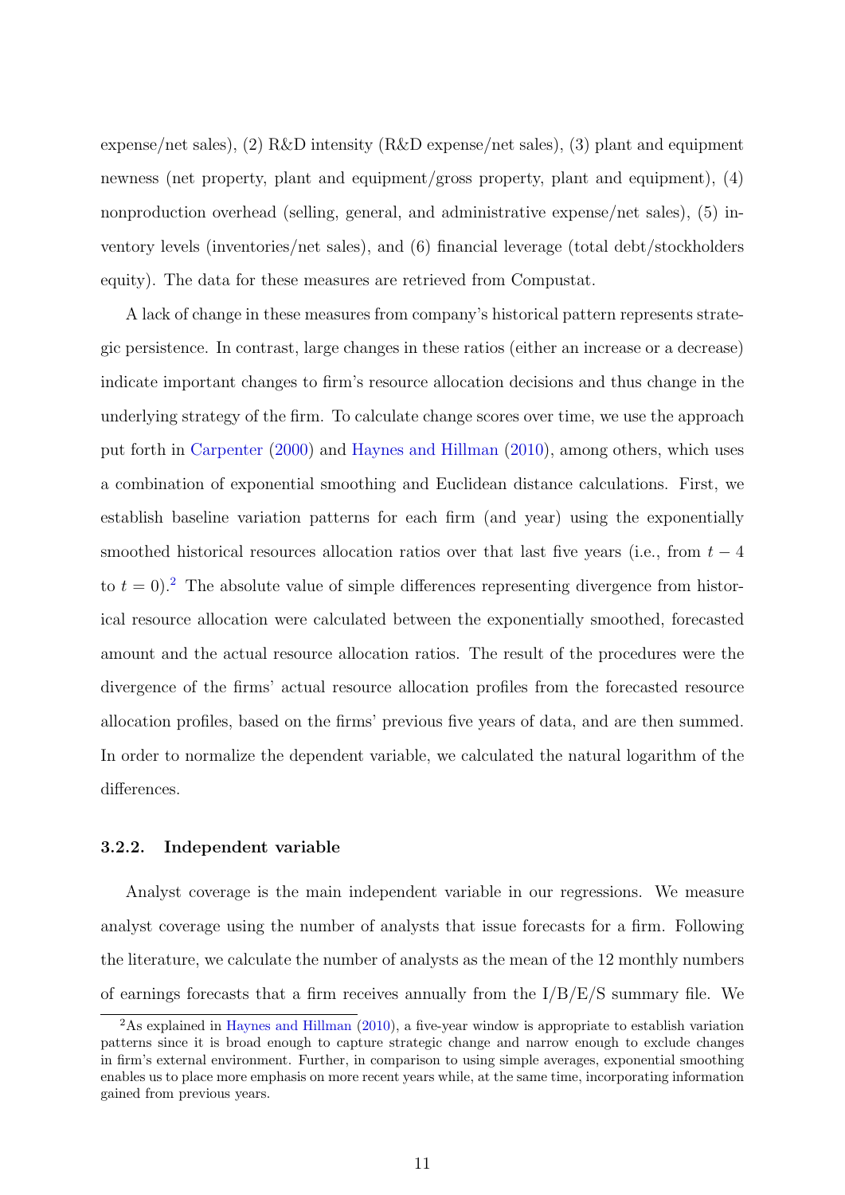expense/net sales), (2) R&D intensity (R&D expense/net sales), (3) plant and equipment newness (net property, plant and equipment/gross property, plant and equipment), (4) nonproduction overhead (selling, general, and administrative expense/net sales), (5) inventory levels (inventories/net sales), and (6) financial leverage (total debt/stockholders equity). The data for these measures are retrieved from Compustat.

A lack of change in these measures from company's historical pattern represents strategic persistence. In contrast, large changes in these ratios (either an increase or a decrease) indicate important changes to firm's resource allocation decisions and thus change in the underlying strategy of the firm. To calculate change scores over time, we use the approach put forth in Carpenter (2000) and Haynes and Hillman (2010), among others, which uses a combination of exponential smoothing and Euclidean distance calculations. First, we establish baseline variation patterns for each firm (and year) using the exponentially smoothed historical resources allocation ratios over that last five years (i.e., from $t-4$ to $t=0$).[2] The absolute value of simple differences representing divergence from historical resource allocation were calculated between the exponentially smoothed, forecasted amount and the actual resource allocation ratios. The result of the procedures were the divergence of the firms' actual resource allocation profiles from the forecasted resource allocation profiles, based on the firms' previous five years of data, and are then summed. In order to normalize the dependent variable, we calculated the natural logarithm of the differences.

### 3.2.2. Independent variable

Analyst coverage is the main independent variable in our regressions. We measure analyst coverage using the number of analysts that issue forecasts for a firm. Following the literature, we calculate the number of analysts as the mean of the 12 monthly numbers of earnings forecasts that a firm receives annually from the I/B/E/S summary file. We

[2] As explained in Haynes and Hillman (2010), a five-year window is appropriate to establish variation patterns since it is broad enough to capture strategic change and narrow enough to exclude changes in firm's external environment. Further, in comparison to using simple averages, exponential smoothing enables us to place more emphasis on more recent years while, at the same time, incorporating information gained from previous years.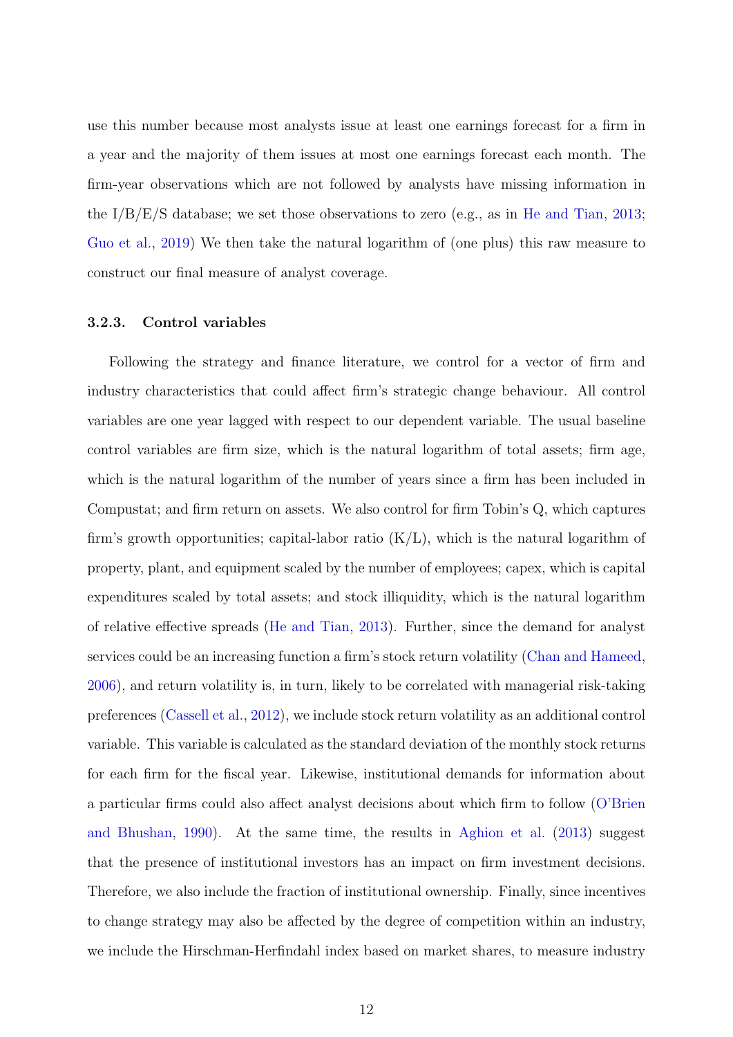use this number because most analysts issue at least one earnings forecast for a firm in a year and the majority of them issues at most one earnings forecast each month. The firm-year observations which are not followed by analysts have missing information in the I/B/E/S database; we set those observations to zero (e.g., as in He and Tian, 2013; Guo et al., 2019) We then take the natural logarithm of (one plus) this raw measure to construct our final measure of analyst coverage.

### 3.2.3. Control variables

Following the strategy and finance literature, we control for a vector of firm and industry characteristics that could affect firm's strategic change behaviour. All control variables are one year lagged with respect to our dependent variable. The usual baseline control variables are firm size, which is the natural logarithm of total assets; firm age, which is the natural logarithm of the number of years since a firm has been included in Compustat; and firm return on assets. We also control for firm Tobin's Q, which captures firm's growth opportunities; capital-labor ratio (K/L), which is the natural logarithm of property, plant, and equipment scaled by the number of employees; capex, which is capital expenditures scaled by total assets; and stock illiquidity, which is the natural logarithm of relative effective spreads (He and Tian, 2013). Further, since the demand for analyst services could be an increasing function a firm's stock return volatility (Chan and Hameed, 2006), and return volatility is, in turn, likely to be correlated with managerial risk-taking preferences (Cassell et al., 2012), we include stock return volatility as an additional control variable. This variable is calculated as the standard deviation of the monthly stock returns for each firm for the fiscal year. Likewise, institutional demands for information about a particular firms could also affect analyst decisions about which firm to follow (O'Brien and Bhushan, 1990). At the same time, the results in Aghion et al. (2013) suggest that the presence of institutional investors has an impact on firm investment decisions. Therefore, we also include the fraction of institutional ownership. Finally, since incentives to change strategy may also be affected by the degree of competition within an industry, we include the Hirschman-Herfindahl index based on market shares, to measure industry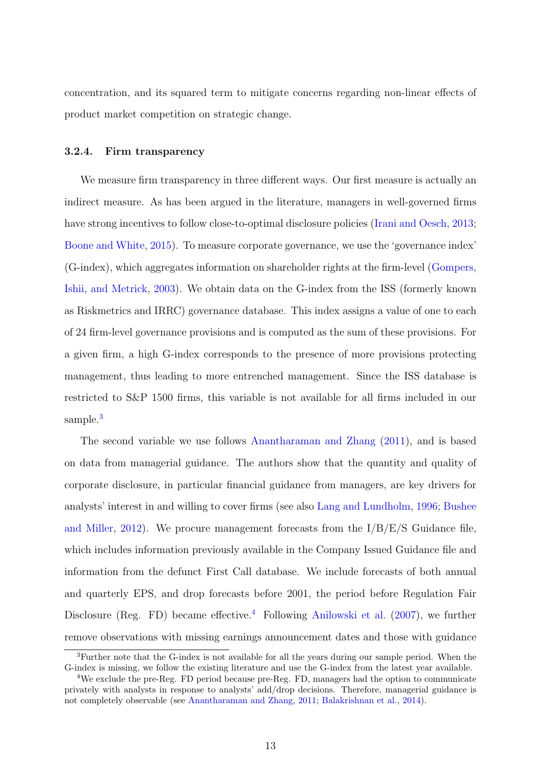concentration, and its squared term to mitigate concerns regarding non-linear effects of product market competition on strategic change.

### 3.2.4. Firm transparency

We measure firm transparency in three different ways. Our first measure is actually an indirect measure. As has been argued in the literature, managers in well-governed firms have strong incentives to follow close-to-optimal disclosure policies (Irani and Oesch, 2013; Boone and White, 2015). To measure corporate governance, we use the 'governance index' (G-index), which aggregates information on shareholder rights at the firm-level (Gompers, Ishii, and Metrick, 2003). We obtain data on the G-index from the ISS (formerly known as Riskmetrics and IRRC) governance database. This index assigns a value of one to each of 24 firm-level governance provisions and is computed as the sum of these provisions. For a given firm, a high G-index corresponds to the presence of more provisions protecting management, thus leading to more entrenched management. Since the ISS database is restricted to S&P 1500 firms, this variable is not available for all firms included in our sample.[3]

The second variable we use follows Anantharaman and Zhang (2011), and is based on data from managerial guidance. The authors show that the quantity and quality of corporate disclosure, in particular financial guidance from managers, are key drivers for analysts' interest in and willing to cover firms (see also Lang and Lundholm, 1996; Bushee and Miller, 2012). We procure management forecasts from the I/B/E/S Guidance file, which includes information previously available in the Company Issued Guidance file and information from the defunct First Call database. We include forecasts of both annual and quarterly EPS, and drop forecasts before 2001, the period before Regulation Fair Disclosure (Reg. FD) became effective.[4] Following Anilowski et al. (2007), we further remove observations with missing earnings announcement dates and those with guidance

[3] Further note that the G-index is not available for all the years during our sample period. When the G-index is missing, we follow the existing literature and use the G-index from the latest year available.

[4] We exclude the pre-Reg. FD period because pre-Reg. FD, managers had the option to communicate privately with analysts in response to analysts' add/drop decisions. Therefore, managerial guidance is not completely observable (see Anantharaman and Zhang, 2011; Balakrishnan et al., 2014).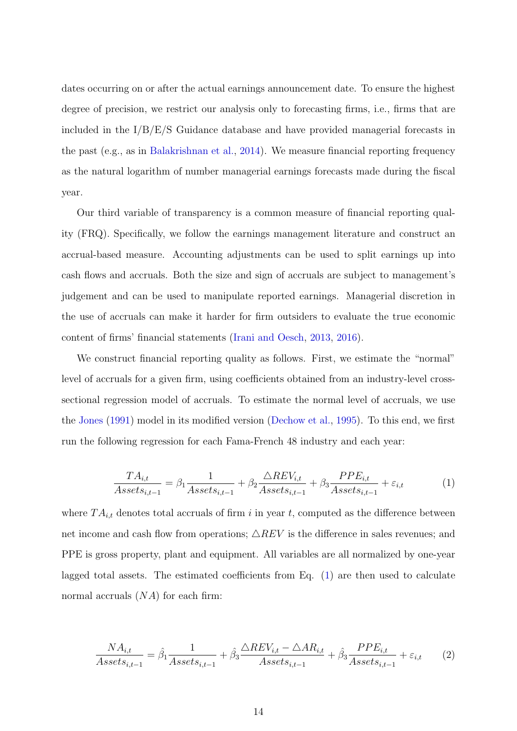dates occurring on or after the actual earnings announcement date. To ensure the highest degree of precision, we restrict our analysis only to forecasting firms, i.e., firms that are included in the I/B/E/S Guidance database and have provided managerial forecasts in the past (e.g., as in Balakrishnan et al., 2014). We measure financial reporting frequency as the natural logarithm of number managerial earnings forecasts made during the fiscal year.

Our third variable of transparency is a common measure of financial reporting quality (FRQ). Specifically, we follow the earnings management literature and construct an accrual-based measure. Accounting adjustments can be used to split earnings up into cash flows and accruals. Both the size and sign of accruals are subject to management's judgement and can be used to manipulate reported earnings. Managerial discretion in the use of accruals can make it harder for firm outsiders to evaluate the true economic content of firms' financial statements (Irani and Oesch, 2013, 2016).

We construct financial reporting quality as follows. First, we estimate the "normal" level of accruals for a given firm, using coefficients obtained from an industry-level cross-sectional regression model of accruals. To estimate the normal level of accruals, we use the Jones (1991) model in its modified version (Dechow et al., 1995). To this end, we first run the following regression for each Fama-French 48 industry and each year:

$$\frac{TA_{i,t}}{Assets_{i,t-1}} = \beta_1 \frac{1}{Assets_{i,t-1}} + \beta_2 \frac{\triangle REV_{i,t}}{Assets_{i,t-1}} + \beta_3 \frac{PPE_{i,t}}{Assets_{i,t-1}} + \varepsilon_{i,t} \tag{1}$$

where $TA_{i,t}$ denotes total accruals of firm $i$ in year $t$, computed as the difference between net income and cash flow from operations; $\triangle REV$ is the difference in sales revenues; and PPE is gross property, plant and equipment. All variables are all normalized by one-year lagged total assets. The estimated coefficients from Eq. (1) are then used to calculate normal accruals ($NA$) for each firm:

$$\frac{NA_{i,t}}{Assets_{i,t-1}} = \hat{\beta}_1 \frac{1}{Assets_{i,t-1}} + \hat{\beta}_3 \frac{\triangle REV_{i,t} - \triangle AR_{i,t}}{Assets_{i,t-1}} + \hat{\beta}_3 \frac{PPE_{i,t}}{Assets_{i,t-1}} + \varepsilon_{i,t} \tag{2}$$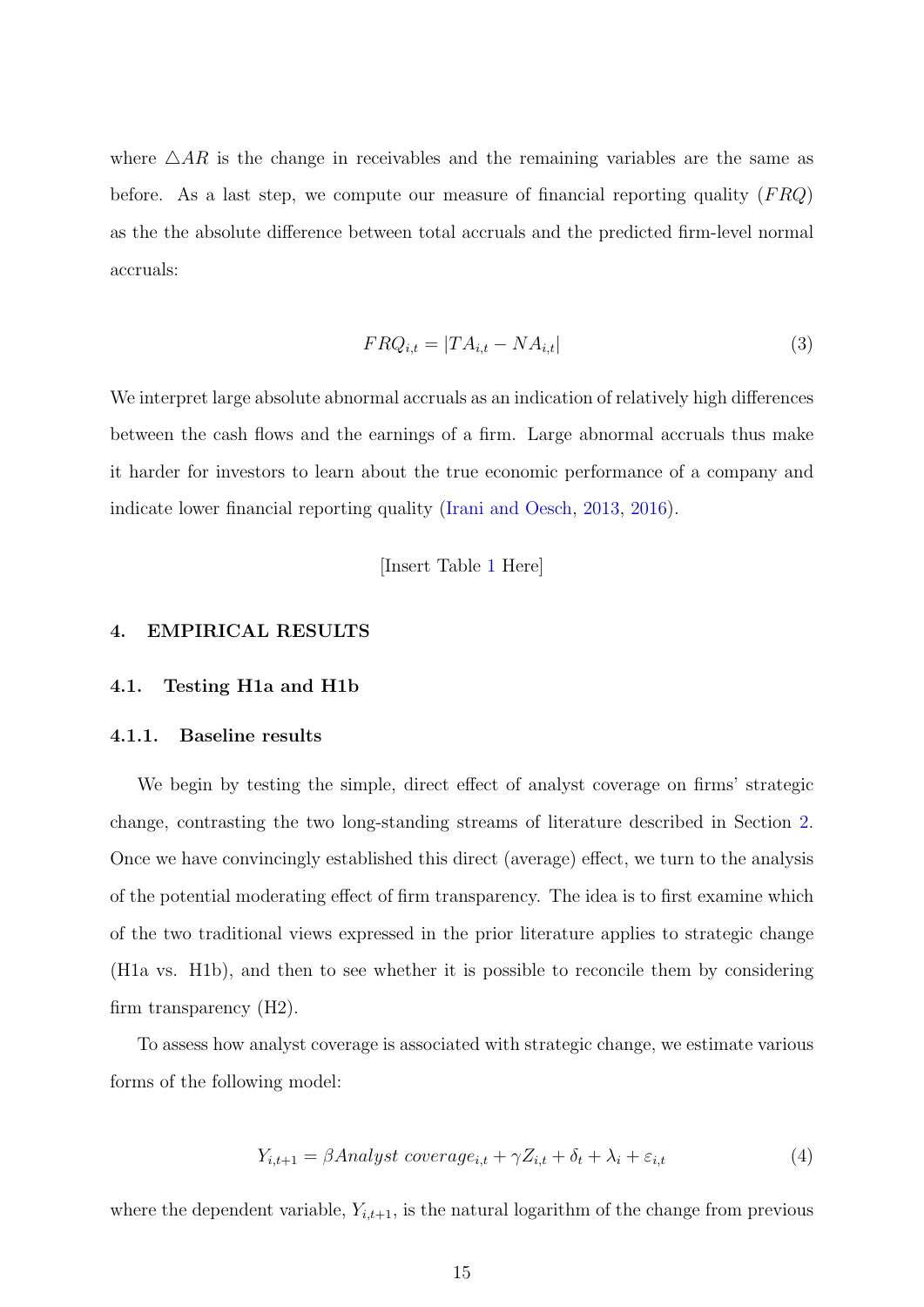where $\triangle AR$ is the change in receivables and the remaining variables are the same as before. As a last step, we compute our measure of financial reporting quality ($FRQ$) as the the absolute difference between total accruals and the predicted firm-level normal accruals:

$$FRQ_{i,t} = |TA_{i,t} - NA_{i,t}| \tag{3}$$

We interpret large absolute abnormal accruals as an indication of relatively high differences between the cash flows and the earnings of a firm. Large abnormal accruals thus make it harder for investors to learn about the true economic performance of a company and indicate lower financial reporting quality (Irani and Oesch, 2013, 2016).

[Insert Table 1 Here]

## 4. EMPIRICAL RESULTS

### 4.1. Testing H1a and H1b

#### 4.1.1. Baseline results

We begin by testing the simple, direct effect of analyst coverage on firms' strategic change, contrasting the two long-standing streams of literature described in Section 2. Once we have convincingly established this direct (average) effect, we turn to the analysis of the potential moderating effect of firm transparency. The idea is to first examine which of the two traditional views expressed in the prior literature applies to strategic change (H1a vs. H1b), and then to see whether it is possible to reconcile them by considering firm transparency (H2).

To assess how analyst coverage is associated with strategic change, we estimate various forms of the following model:

$$Y_{i,t+1} = \beta Analyst\ coverage_{i,t} + \gamma Z_{i,t} + \delta_t + \lambda_i + \varepsilon_{i,t} \tag{4}$$

where the dependent variable, $Y_{i,t+1}$, is the natural logarithm of the change from previous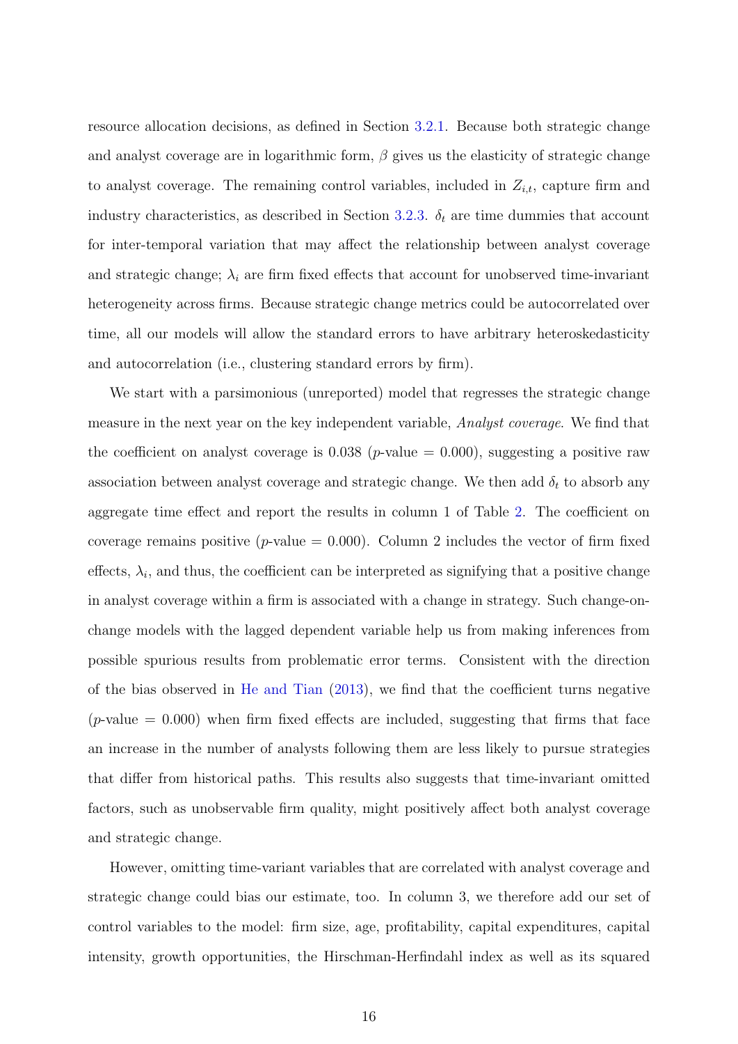resource allocation decisions, as defined in Section 3.2.1. Because both strategic change and analyst coverage are in logarithmic form, $\beta$ gives us the elasticity of strategic change to analyst coverage. The remaining control variables, included in $Z_{i,t}$, capture firm and industry characteristics, as described in Section 3.2.3. $\delta_t$ are time dummies that account for inter-temporal variation that may affect the relationship between analyst coverage and strategic change; $\lambda_i$ are firm fixed effects that account for unobserved time-invariant heterogeneity across firms. Because strategic change metrics could be autocorrelated over time, all our models will allow the standard errors to have arbitrary heteroskedasticity and autocorrelation (i.e., clustering standard errors by firm).

We start with a parsimonious (unreported) model that regresses the strategic change measure in the next year on the key independent variable, *Analyst coverage*. We find that the coefficient on analyst coverage is 0.038 ($p$-value = 0.000), suggesting a positive raw association between analyst coverage and strategic change. We then add $\delta_t$ to absorb any aggregate time effect and report the results in column 1 of Table 2. The coefficient on coverage remains positive ($p$-value = 0.000). Column 2 includes the vector of firm fixed effects, $\lambda_i$, and thus, the coefficient can be interpreted as signifying that a positive change in analyst coverage within a firm is associated with a change in strategy. Such change-on-change models with the lagged dependent variable help us from making inferences from possible spurious results from problematic error terms. Consistent with the direction of the bias observed in He and Tian (2013), we find that the coefficient turns negative ($p$-value = 0.000) when firm fixed effects are included, suggesting that firms that face an increase in the number of analysts following them are less likely to pursue strategies that differ from historical paths. This results also suggests that time-invariant omitted factors, such as unobservable firm quality, might positively affect both analyst coverage and strategic change.

However, omitting time-variant variables that are correlated with analyst coverage and strategic change could bias our estimate, too. In column 3, we therefore add our set of control variables to the model: firm size, age, profitability, capital expenditures, capital intensity, growth opportunities, the Hirschman-Herfindahl index as well as its squared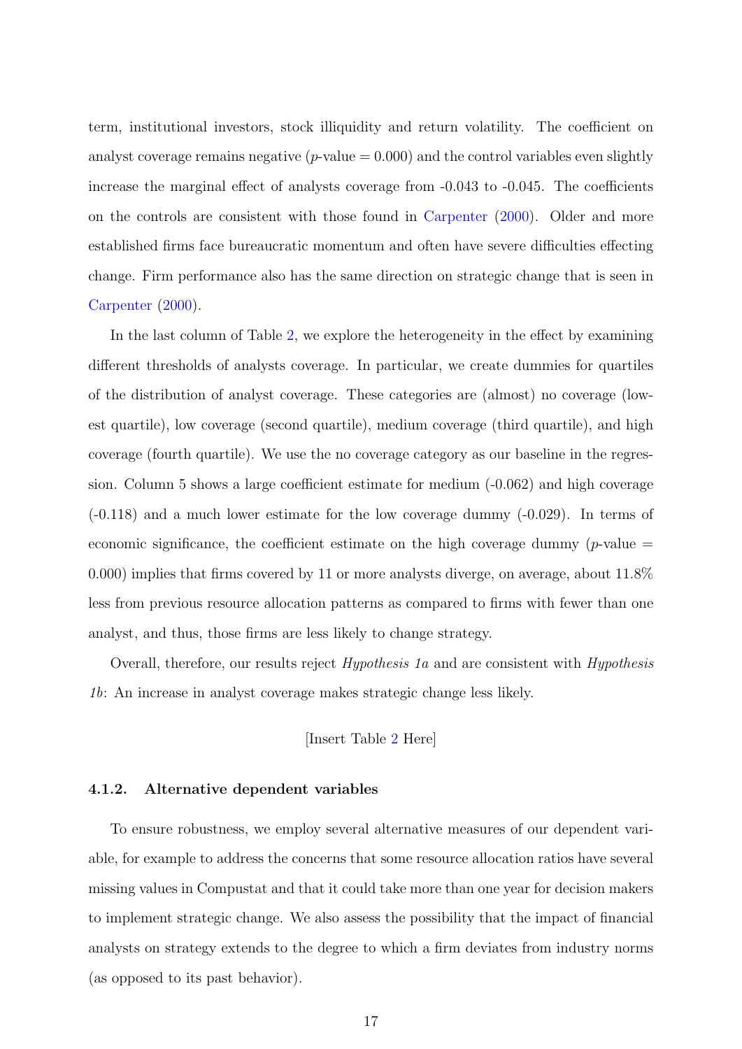term, institutional investors, stock illiquidity and return volatility. The coefficient on analyst coverage remains negative ($p$-value = 0.000) and the control variables even slightly increase the marginal effect of analysts coverage from -0.043 to -0.045. The coefficients on the controls are consistent with those found in Carpenter (2000). Older and more established firms face bureaucratic momentum and often have severe difficulties effecting change. Firm performance also has the same direction on strategic change that is seen in Carpenter (2000).

In the last column of Table 2, we explore the heterogeneity in the effect by examining different thresholds of analysts coverage. In particular, we create dummies for quartiles of the distribution of analyst coverage. These categories are (almost) no coverage (lowest quartile), low coverage (second quartile), medium coverage (third quartile), and high coverage (fourth quartile). We use the no coverage category as our baseline in the regression. Column 5 shows a large coefficient estimate for medium (-0.062) and high coverage (-0.118) and a much lower estimate for the low coverage dummy (-0.029). In terms of economic significance, the coefficient estimate on the high coverage dummy ($p$-value = 0.000) implies that firms covered by 11 or more analysts diverge, on average, about 11.8% less from previous resource allocation patterns as compared to firms with fewer than one analyst, and thus, those firms are less likely to change strategy.

Overall, therefore, our results reject *Hypothesis 1a* and are consistent with *Hypothesis 1b*: An increase in analyst coverage makes strategic change less likely.

[Insert Table 2 Here]

### 4.1.2. Alternative dependent variables

To ensure robustness, we employ several alternative measures of our dependent variable, for example to address the concerns that some resource allocation ratios have several missing values in Compustat and that it could take more than one year for decision makers to implement strategic change. We also assess the possibility that the impact of financial analysts on strategy extends to the degree to which a firm deviates from industry norms (as opposed to its past behavior).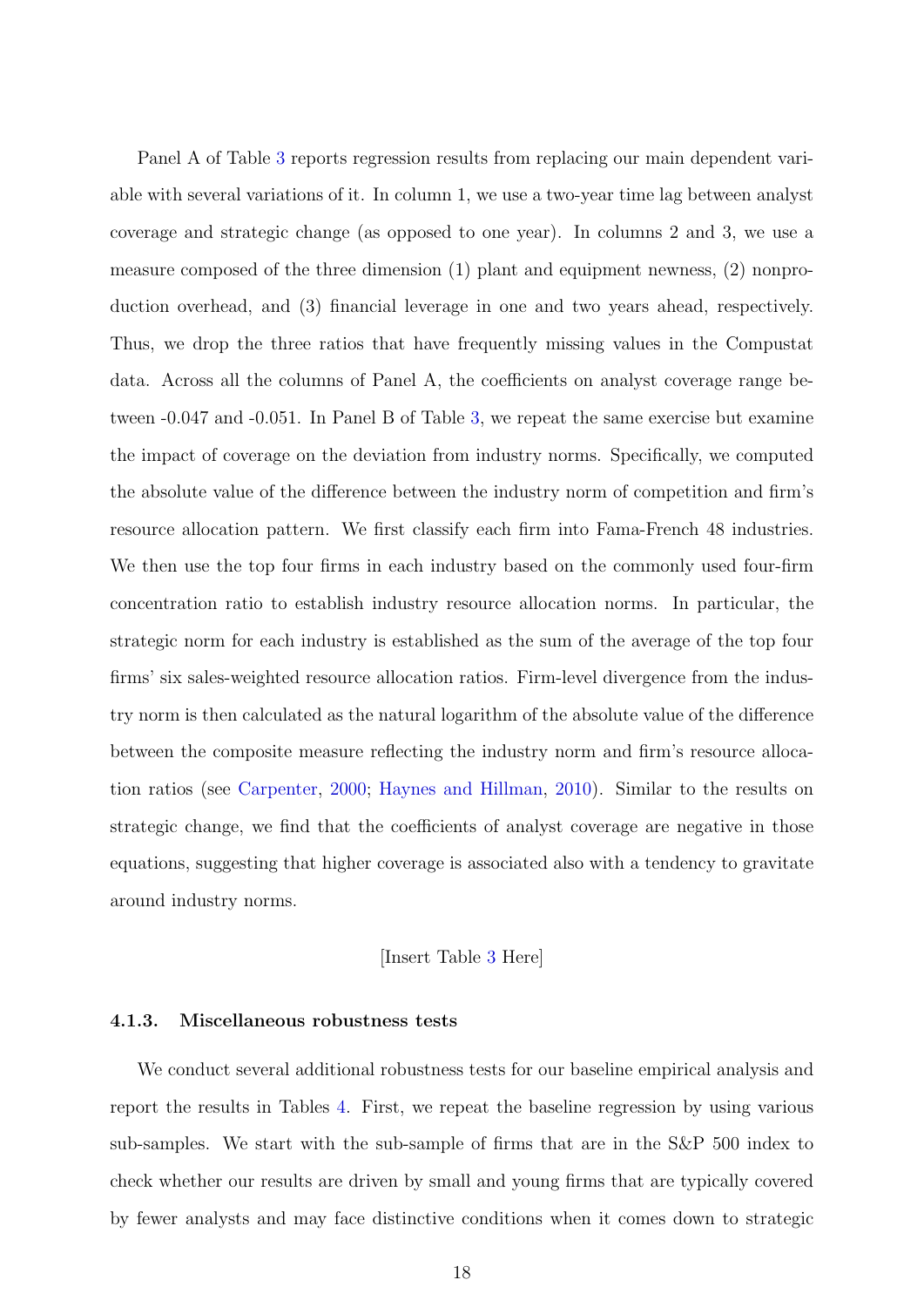Panel A of Table 3 reports regression results from replacing our main dependent variable with several variations of it. In column 1, we use a two-year time lag between analyst coverage and strategic change (as opposed to one year). In columns 2 and 3, we use a measure composed of the three dimension (1) plant and equipment newness, (2) nonproduction overhead, and (3) financial leverage in one and two years ahead, respectively. Thus, we drop the three ratios that have frequently missing values in the Compustat data. Across all the columns of Panel A, the coefficients on analyst coverage range between -0.047 and -0.051. In Panel B of Table 3, we repeat the same exercise but examine the impact of coverage on the deviation from industry norms. Specifically, we computed the absolute value of the difference between the industry norm of competition and firm's resource allocation pattern. We first classify each firm into Fama-French 48 industries. We then use the top four firms in each industry based on the commonly used four-firm concentration ratio to establish industry resource allocation norms. In particular, the strategic norm for each industry is established as the sum of the average of the top four firms' six sales-weighted resource allocation ratios. Firm-level divergence from the industry norm is then calculated as the natural logarithm of the absolute value of the difference between the composite measure reflecting the industry norm and firm's resource allocation ratios (see Carpenter, 2000; Haynes and Hillman, 2010). Similar to the results on strategic change, we find that the coefficients of analyst coverage are negative in those equations, suggesting that higher coverage is associated also with a tendency to gravitate around industry norms.

[Insert Table 3 Here]

#### 4.1.3. Miscellaneous robustness tests

We conduct several additional robustness tests for our baseline empirical analysis and report the results in Tables 4. First, we repeat the baseline regression by using various sub-samples. We start with the sub-sample of firms that are in the S&P 500 index to check whether our results are driven by small and young firms that are typically covered by fewer analysts and may face distinctive conditions when it comes down to strategic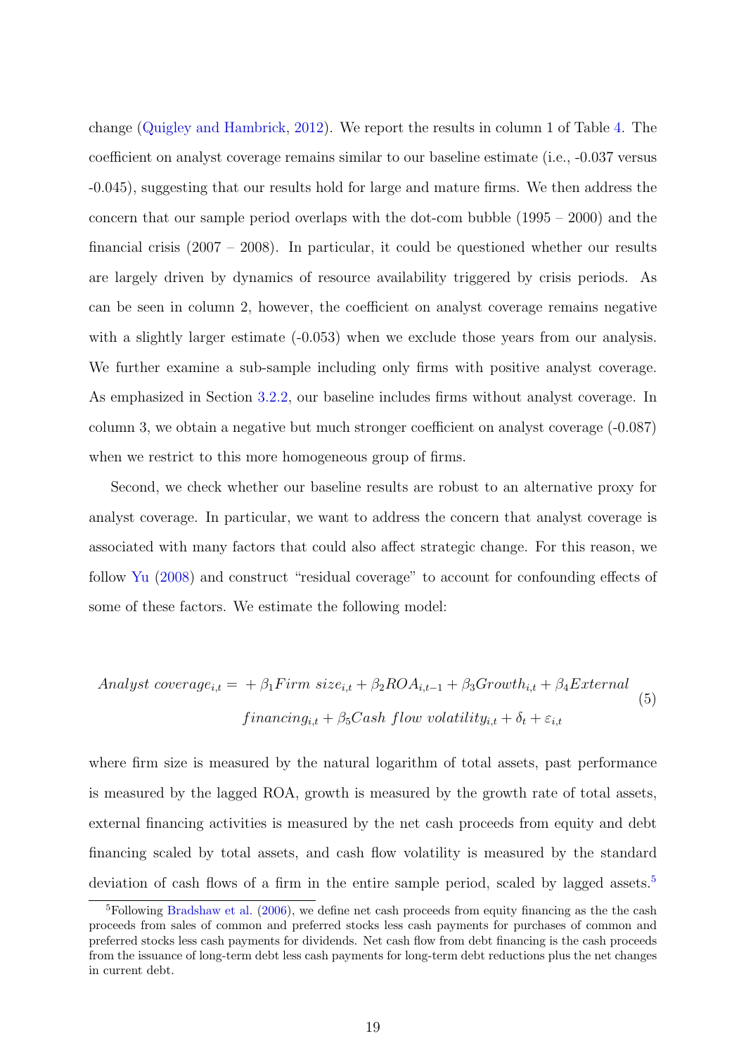change (Quigley and Hambrick, 2012). We report the results in column 1 of Table 4. The coefficient on analyst coverage remains similar to our baseline estimate (i.e., -0.037 versus -0.045), suggesting that our results hold for large and mature firms. We then address the concern that our sample period overlaps with the dot-com bubble (1995 – 2000) and the financial crisis (2007 – 2008). In particular, it could be questioned whether our results are largely driven by dynamics of resource availability triggered by crisis periods. As can be seen in column 2, however, the coefficient on analyst coverage remains negative with a slightly larger estimate (-0.053) when we exclude those years from our analysis. We further examine a sub-sample including only firms with positive analyst coverage. As emphasized in Section 3.2.2, our baseline includes firms without analyst coverage. In column 3, we obtain a negative but much stronger coefficient on analyst coverage (-0.087) when we restrict to this more homogeneous group of firms.

Second, we check whether our baseline results are robust to an alternative proxy for analyst coverage. In particular, we want to address the concern that analyst coverage is associated with many factors that could also affect strategic change. For this reason, we follow Yu (2008) and construct "residual coverage" to account for confounding effects of some of these factors. We estimate the following model:

$$
\begin{aligned}
Analyst\ coverage_{i,t} = &+ \beta_1 Firm\ size_{i,t} + \beta_2 ROA_{i,t-1} + \beta_3 Growth_{i,t} + \beta_4 External \\
&financing_{i,t} + \beta_5 Cash\ flow\ volatility_{i,t} + \delta_t + \varepsilon_{i,t}
\end{aligned}
\tag{5}
$$

where firm size is measured by the natural logarithm of total assets, past performance is measured by the lagged ROA, growth is measured by the growth rate of total assets, external financing activities is measured by the net cash proceeds from equity and debt financing scaled by total assets, and cash flow volatility is measured by the standard deviation of cash flows of a firm in the entire sample period, scaled by lagged assets.[5]

[5] Following Bradshaw et al. (2006), we define net cash proceeds from equity financing as the the cash proceeds from sales of common and preferred stocks less cash payments for purchases of common and preferred stocks less cash payments for dividends. Net cash flow from debt financing is the cash proceeds from the issuance of long-term debt less cash payments for long-term debt reductions plus the net changes in current debt.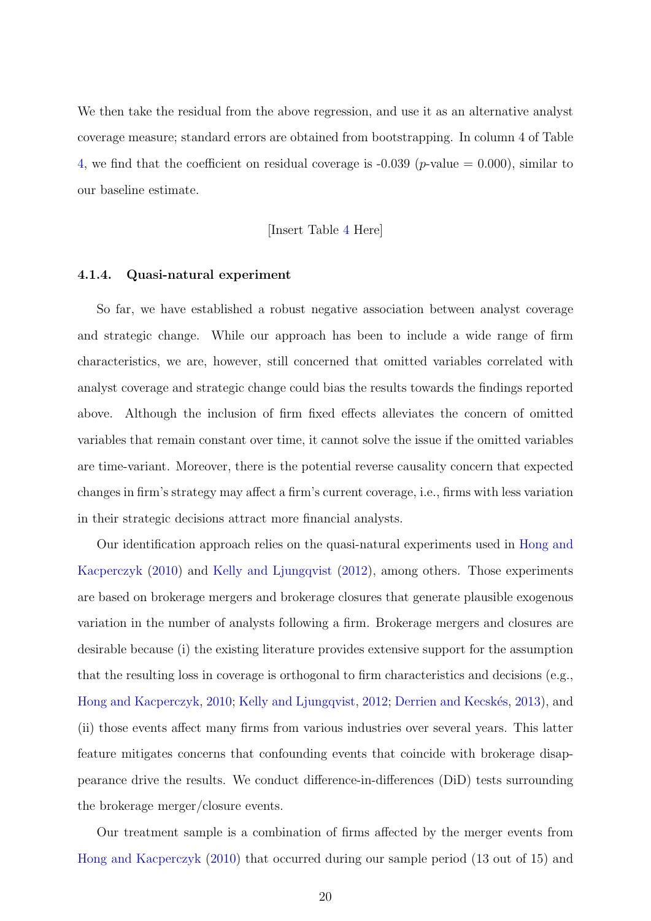We then take the residual from the above regression, and use it as an alternative analyst coverage measure; standard errors are obtained from bootstrapping. In column 4 of Table 4, we find that the coefficient on residual coverage is -0.039 ($p$-value = 0.000), similar to our baseline estimate.

[Insert Table 4 Here]

#### 4.1.4. Quasi-natural experiment

So far, we have established a robust negative association between analyst coverage and strategic change. While our approach has been to include a wide range of firm characteristics, we are, however, still concerned that omitted variables correlated with analyst coverage and strategic change could bias the results towards the findings reported above. Although the inclusion of firm fixed effects alleviates the concern of omitted variables that remain constant over time, it cannot solve the issue if the omitted variables are time-variant. Moreover, there is the potential reverse causality concern that expected changes in firm's strategy may affect a firm's current coverage, i.e., firms with less variation in their strategic decisions attract more financial analysts.

Our identification approach relies on the quasi-natural experiments used in Hong and Kacperczyk (2010) and Kelly and Ljungqvist (2012), among others. Those experiments are based on brokerage mergers and brokerage closures that generate plausible exogenous variation in the number of analysts following a firm. Brokerage mergers and closures are desirable because (i) the existing literature provides extensive support for the assumption that the resulting loss in coverage is orthogonal to firm characteristics and decisions (e.g., Hong and Kacperczyk, 2010; Kelly and Ljungqvist, 2012; Derrien and Kecskés, 2013), and (ii) those events affect many firms from various industries over several years. This latter feature mitigates concerns that confounding events that coincide with brokerage disappearance drive the results. We conduct difference-in-differences (DiD) tests surrounding the brokerage merger/closure events.

Our treatment sample is a combination of firms affected by the merger events from Hong and Kacperczyk (2010) that occurred during our sample period (13 out of 15) and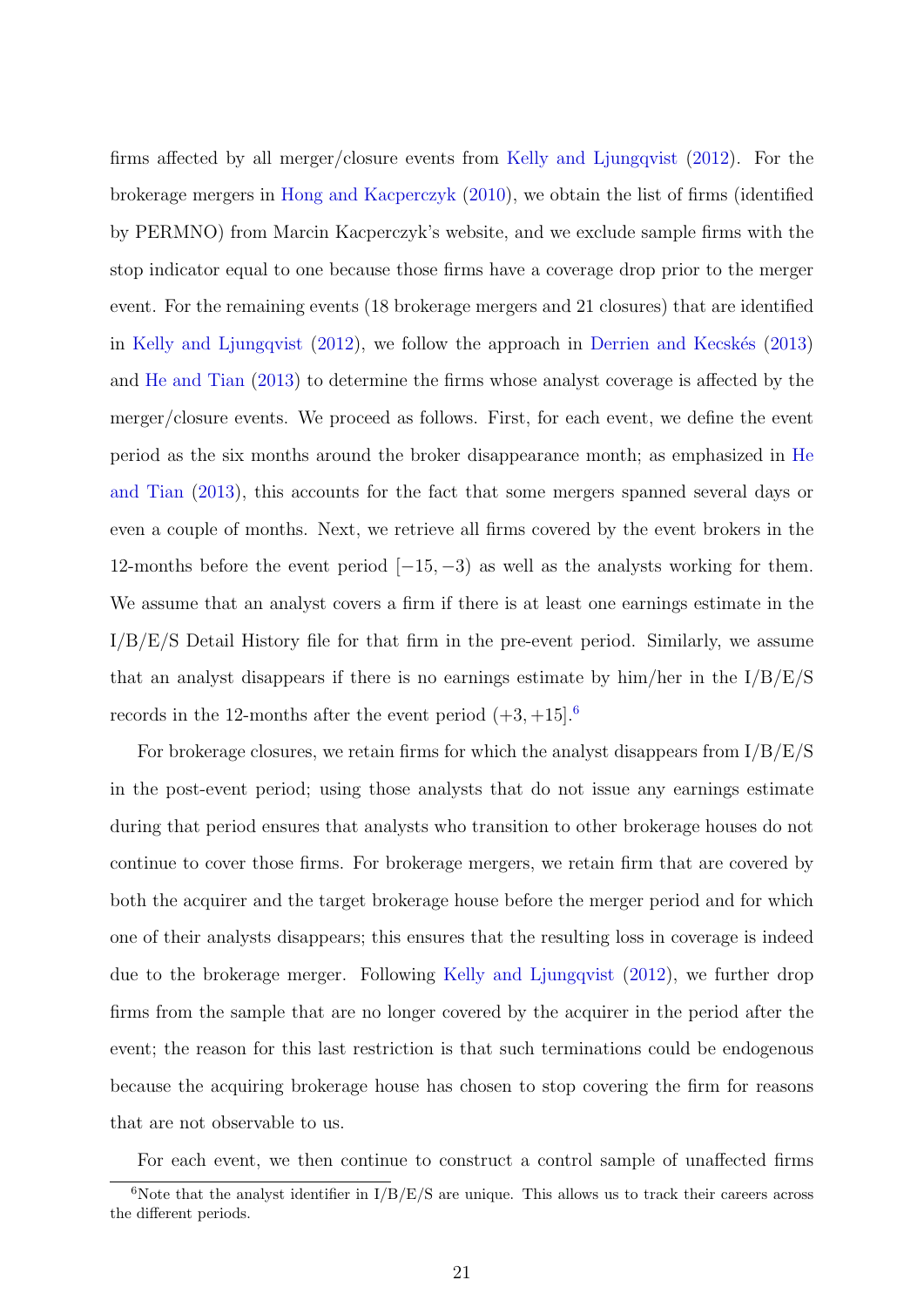firms affected by all merger/closure events from Kelly and Ljungqvist (2012). For the brokerage mergers in Hong and Kacperczyk (2010), we obtain the list of firms (identified by PERMNO) from Marcin Kacperczyk's website, and we exclude sample firms with the stop indicator equal to one because those firms have a coverage drop prior to the merger event. For the remaining events (18 brokerage mergers and 21 closures) that are identified in Kelly and Ljungqvist (2012), we follow the approach in Derrien and Kecskés (2013) and He and Tian (2013) to determine the firms whose analyst coverage is affected by the merger/closure events. We proceed as follows. First, for each event, we define the event period as the six months around the broker disappearance month; as emphasized in He and Tian (2013), this accounts for the fact that some mergers spanned several days or even a couple of months. Next, we retrieve all firms covered by the event brokers in the 12-months before the event period $[-15, -3)$ as well as the analysts working for them. We assume that an analyst covers a firm if there is at least one earnings estimate in the I/B/E/S Detail History file for that firm in the pre-event period. Similarly, we assume that an analyst disappears if there is no earnings estimate by him/her in the I/B/E/S records in the 12-months after the event period $(+3, +15]$.[6]

For brokerage closures, we retain firms for which the analyst disappears from I/B/E/S in the post-event period; using those analysts that do not issue any earnings estimate during that period ensures that analysts who transition to other brokerage houses do not continue to cover those firms. For brokerage mergers, we retain firm that are covered by both the acquirer and the target brokerage house before the merger period and for which one of their analysts disappears; this ensures that the resulting loss in coverage is indeed due to the brokerage merger. Following Kelly and Ljungqvist (2012), we further drop firms from the sample that are no longer covered by the acquirer in the period after the event; the reason for this last restriction is that such terminations could be endogenous because the acquiring brokerage house has chosen to stop covering the firm for reasons that are not observable to us.

For each event, we then continue to construct a control sample of unaffected firms

[6] Note that the analyst identifier in I/B/E/S are unique. This allows us to track their careers across the different periods.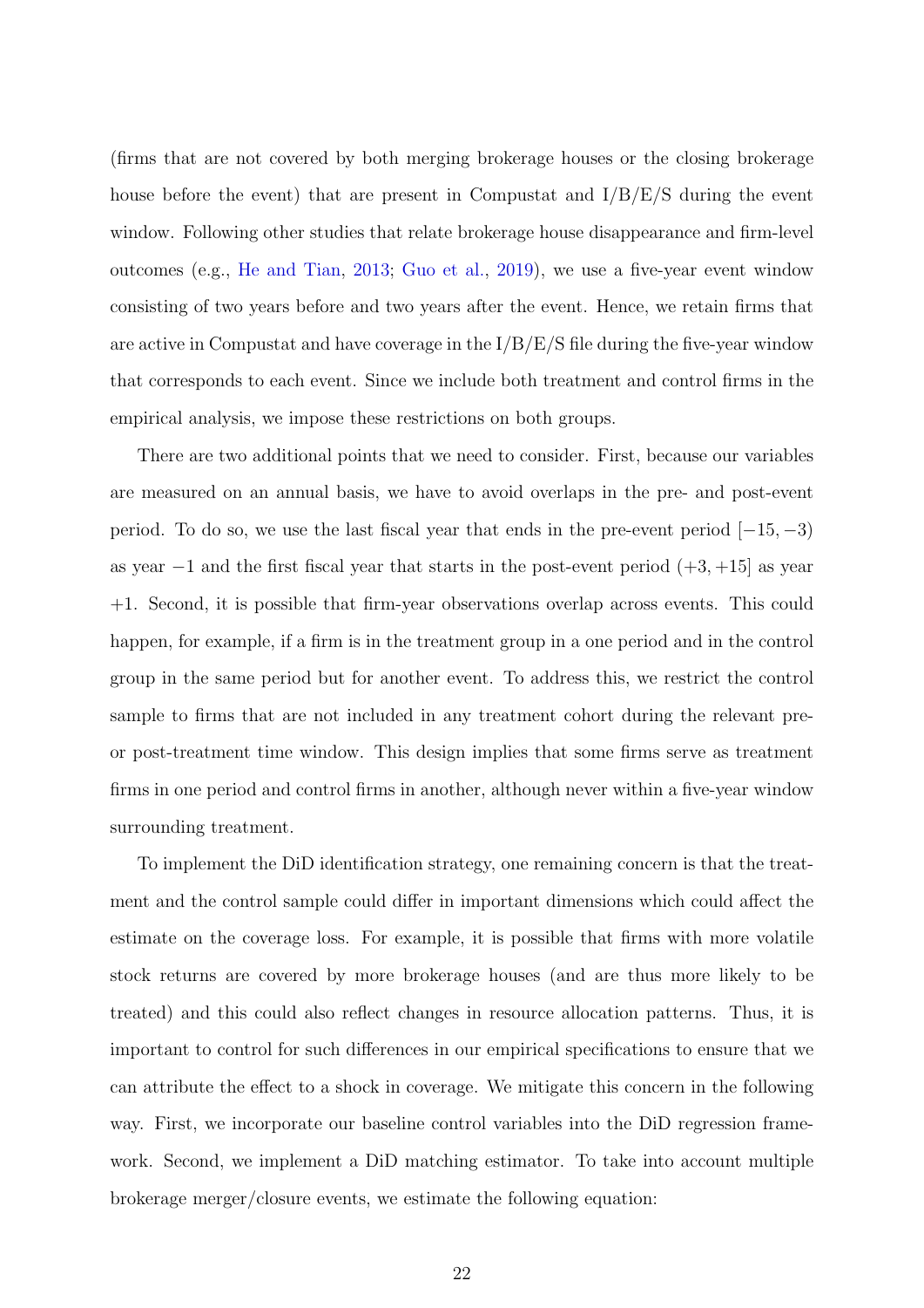(firms that are not covered by both merging brokerage houses or the closing brokerage house before the event) that are present in Compustat and I/B/E/S during the event window. Following other studies that relate brokerage house disappearance and firm-level outcomes (e.g., He and Tian, 2013; Guo et al., 2019), we use a five-year event window consisting of two years before and two years after the event. Hence, we retain firms that are active in Compustat and have coverage in the I/B/E/S file during the five-year window that corresponds to each event. Since we include both treatment and control firms in the empirical analysis, we impose these restrictions on both groups.

There are two additional points that we need to consider. First, because our variables are measured on an annual basis, we have to avoid overlaps in the pre- and post-event period. To do so, we use the last fiscal year that ends in the pre-event period $[-15, -3)$ as year $-1$ and the first fiscal year that starts in the post-event period $(+3, +15]$ as year $+1$. Second, it is possible that firm-year observations overlap across events. This could happen, for example, if a firm is in the treatment group in a one period and in the control group in the same period but for another event. To address this, we restrict the control sample to firms that are not included in any treatment cohort during the relevant pre- or post-treatment time window. This design implies that some firms serve as treatment firms in one period and control firms in another, although never within a five-year window surrounding treatment.

To implement the DiD identification strategy, one remaining concern is that the treatment and the control sample could differ in important dimensions which could affect the estimate on the coverage loss. For example, it is possible that firms with more volatile stock returns are covered by more brokerage houses (and are thus more likely to be treated) and this could also reflect changes in resource allocation patterns. Thus, it is important to control for such differences in our empirical specifications to ensure that we can attribute the effect to a shock in coverage. We mitigate this concern in the following way. First, we incorporate our baseline control variables into the DiD regression framework. Second, we implement a DiD matching estimator. To take into account multiple brokerage merger/closure events, we estimate the following equation: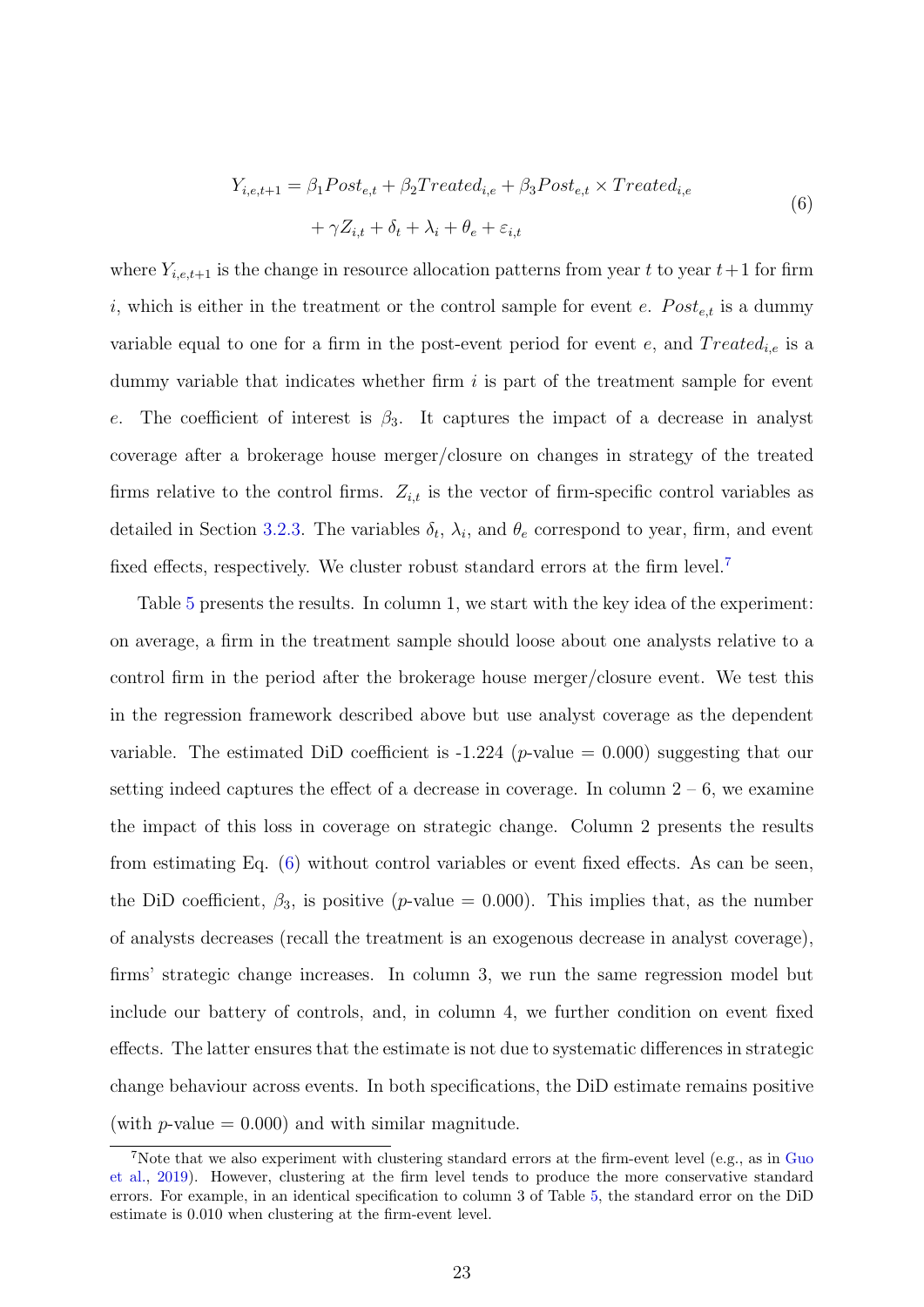$$
\begin{aligned}
Y_{i,e,t+1} = \beta_1 Post_{e,t} + \beta_2 Treated_{i,e} + \beta_3 Post_{e,t} \times Treated_{i,e} \\
+ \gamma Z_{i,t} + \delta_t + \lambda_i + \theta_e + \varepsilon_{i,t}
\end{aligned}
\tag{6}
$$

where $Y_{i,e,t+1}$ is the change in resource allocation patterns from year $t$ to year $t+1$ for firm $i$, which is either in the treatment or the control sample for event $e$. $Post_{e,t}$ is a dummy variable equal to one for a firm in the post-event period for event $e$, and $Treated_{i,e}$ is a dummy variable that indicates whether firm $i$ is part of the treatment sample for event $e$. The coefficient of interest is $\beta_3$. It captures the impact of a decrease in analyst coverage after a brokerage house merger/closure on changes in strategy of the treated firms relative to the control firms. $Z_{i,t}$ is the vector of firm-specific control variables as detailed in Section 3.2.3. The variables $\delta_t$, $\lambda_i$, and $\theta_e$ correspond to year, firm, and event fixed effects, respectively. We cluster robust standard errors at the firm level.[7]

Table 5 presents the results. In column 1, we start with the key idea of the experiment: on average, a firm in the treatment sample should loose about one analysts relative to a control firm in the period after the brokerage house merger/closure event. We test this in the regression framework described above but use analyst coverage as the dependent variable. The estimated DiD coefficient is -1.224 ($p$-value = 0.000) suggesting that our setting indeed captures the effect of a decrease in coverage. In column 2 – 6, we examine the impact of this loss in coverage on strategic change. Column 2 presents the results from estimating Eq. (6) without control variables or event fixed effects. As can be seen, the DiD coefficient, $\beta_3$, is positive ($p$-value = 0.000). This implies that, as the number of analysts decreases (recall the treatment is an exogenous decrease in analyst coverage), firms' strategic change increases. In column 3, we run the same regression model but include our battery of controls, and, in column 4, we further condition on event fixed effects. The latter ensures that the estimate is not due to systematic differences in strategic change behaviour across events. In both specifications, the DiD estimate remains positive (with $p$-value = 0.000) and with similar magnitude.

[7] Note that we also experiment with clustering standard errors at the firm-event level (e.g., as in Guo et al., 2019). However, clustering at the firm level tends to produce the more conservative standard errors. For example, in an identical specification to column 3 of Table 5, the standard error on the DiD estimate is 0.010 when clustering at the firm-event level.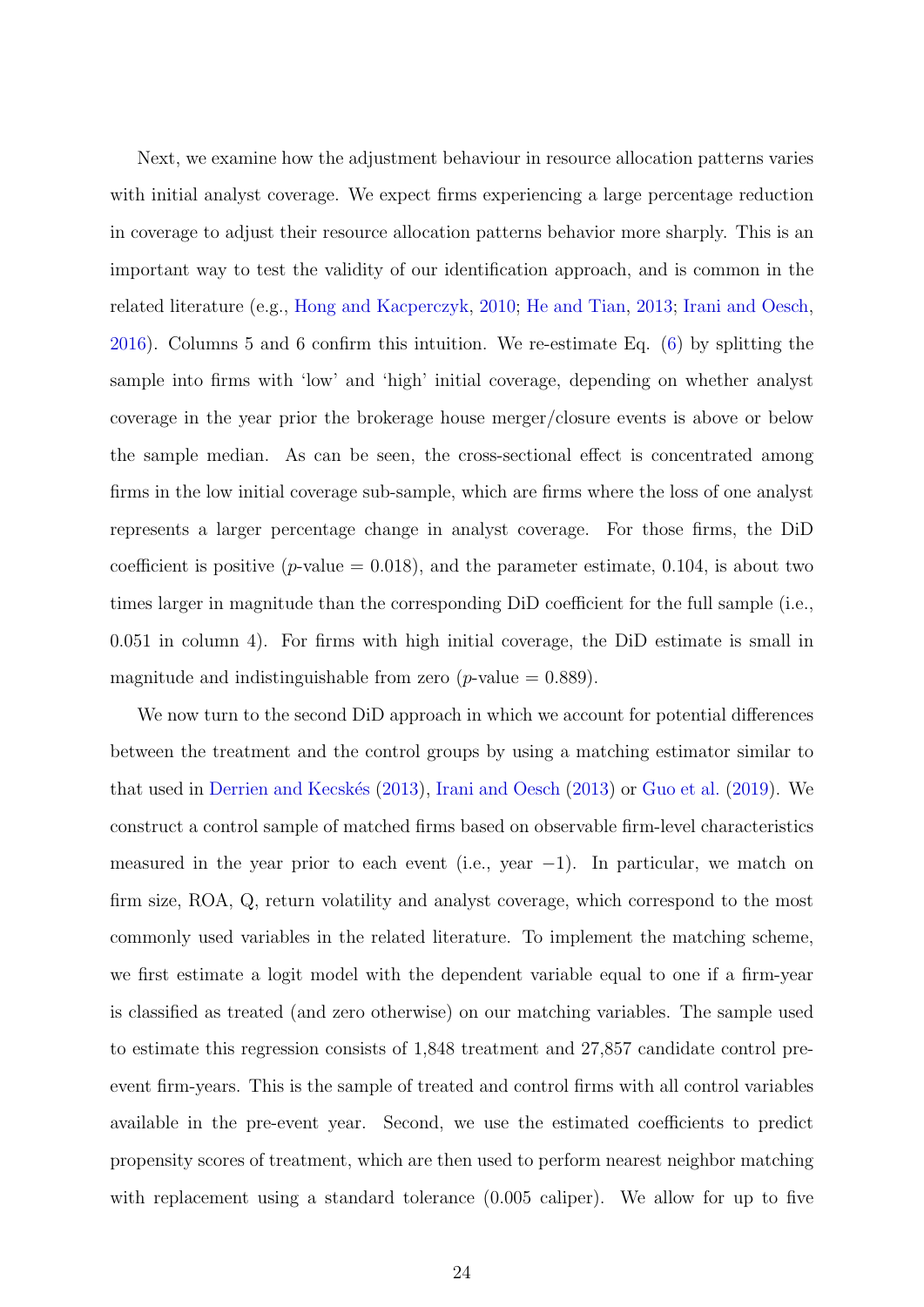Next, we examine how the adjustment behaviour in resource allocation patterns varies with initial analyst coverage. We expect firms experiencing a large percentage reduction in coverage to adjust their resource allocation patterns behavior more sharply. This is an important way to test the validity of our identification approach, and is common in the related literature (e.g., Hong and Kacperczyk, 2010; He and Tian, 2013; Irani and Oesch, 2016). Columns 5 and 6 confirm this intuition. We re-estimate Eq. (6) by splitting the sample into firms with 'low' and 'high' initial coverage, depending on whether analyst coverage in the year prior the brokerage house merger/closure events is above or below the sample median. As can be seen, the cross-sectional effect is concentrated among firms in the low initial coverage sub-sample, which are firms where the loss of one analyst represents a larger percentage change in analyst coverage. For those firms, the DiD coefficient is positive ($p$-value = 0.018), and the parameter estimate, 0.104, is about two times larger in magnitude than the corresponding DiD coefficient for the full sample (i.e., 0.051 in column 4). For firms with high initial coverage, the DiD estimate is small in magnitude and indistinguishable from zero ($p$-value = 0.889).

We now turn to the second DiD approach in which we account for potential differences between the treatment and the control groups by using a matching estimator similar to that used in Derrien and Kecskés (2013), Irani and Oesch (2013) or Guo et al. (2019). We construct a control sample of matched firms based on observable firm-level characteristics measured in the year prior to each event (i.e., year $-1$). In particular, we match on firm size, ROA, Q, return volatility and analyst coverage, which correspond to the most commonly used variables in the related literature. To implement the matching scheme, we first estimate a logit model with the dependent variable equal to one if a firm-year is classified as treated (and zero otherwise) on our matching variables. The sample used to estimate this regression consists of 1,848 treatment and 27,857 candidate control pre-event firm-years. This is the sample of treated and control firms with all control variables available in the pre-event year. Second, we use the estimated coefficients to predict propensity scores of treatment, which are then used to perform nearest neighbor matching with replacement using a standard tolerance (0.005 caliper). We allow for up to five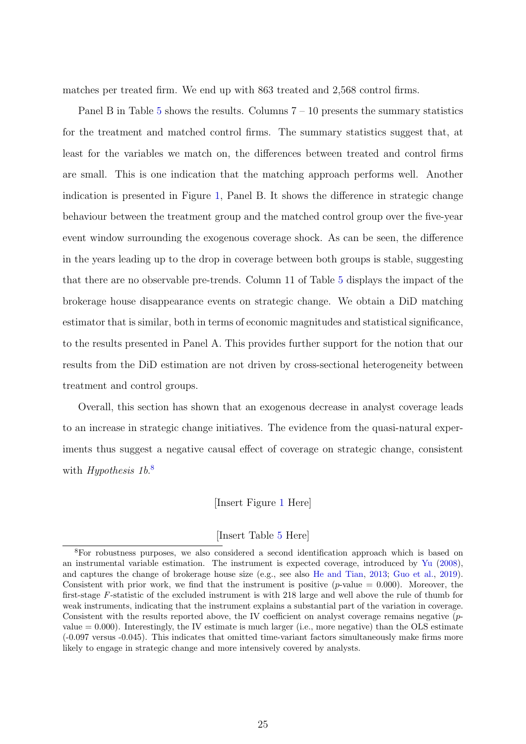matches per treated firm. We end up with 863 treated and 2,568 control firms.

Panel B in Table 5 shows the results. Columns 7 – 10 presents the summary statistics for the treatment and matched control firms. The summary statistics suggest that, at least for the variables we match on, the differences between treated and control firms are small. This is one indication that the matching approach performs well. Another indication is presented in Figure 1, Panel B. It shows the difference in strategic change behaviour between the treatment group and the matched control group over the five-year event window surrounding the exogenous coverage shock. As can be seen, the difference in the years leading up to the drop in coverage between both groups is stable, suggesting that there are no observable pre-trends. Column 11 of Table 5 displays the impact of the brokerage house disappearance events on strategic change. We obtain a DiD matching estimator that is similar, both in terms of economic magnitudes and statistical significance, to the results presented in Panel A. This provides further support for the notion that our results from the DiD estimation are not driven by cross-sectional heterogeneity between treatment and control groups.

Overall, this section has shown that an exogenous decrease in analyst coverage leads to an increase in strategic change initiatives. The evidence from the quasi-natural experiments thus suggest a negative causal effect of coverage on strategic change, consistent with *Hypothesis 1b*.[8]

[Insert Figure 1 Here]

[Insert Table 5 Here]

[8]For robustness purposes, we also considered a second identification approach which is based on an instrumental variable estimation. The instrument is expected coverage, introduced by Yu (2008), and captures the change of brokerage house size (e.g., see also He and Tian, 2013; Guo et al., 2019). Consistent with prior work, we find that the instrument is positive ($p$-value = 0.000). Moreover, the first-stage $F$-statistic of the excluded instrument is with 218 large and well above the rule of thumb for weak instruments, indicating that the instrument explains a substantial part of the variation in coverage. Consistent with the results reported above, the IV coefficient on analyst coverage remains negative ($p$-value = 0.000). Interestingly, the IV estimate is much larger (i.e., more negative) than the OLS estimate (-0.097 versus -0.045). This indicates that omitted time-variant factors simultaneously make firms more likely to engage in strategic change and more intensively covered by analysts.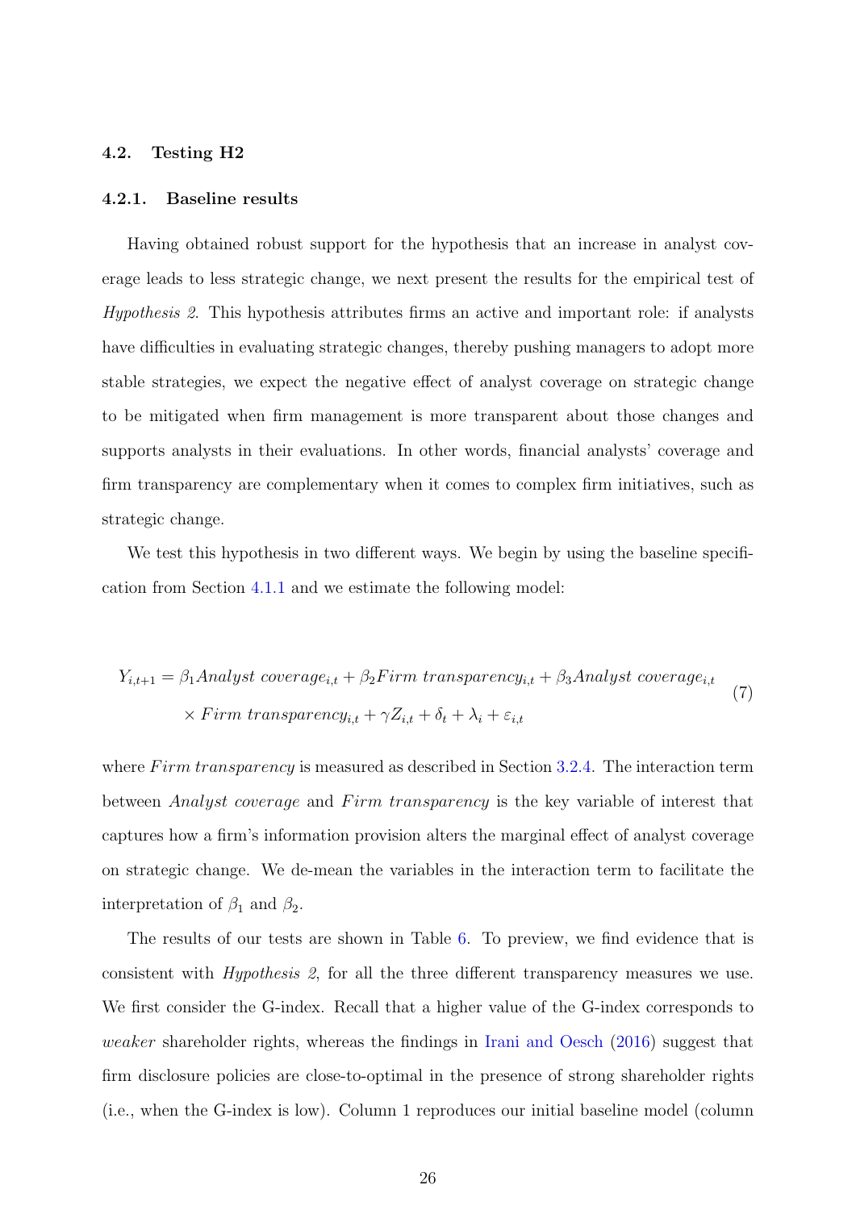### 4.2. Testing H2

#### 4.2.1. Baseline results

Having obtained robust support for the hypothesis that an increase in analyst coverage leads to less strategic change, we next present the results for the empirical test of *Hypothesis 2*. This hypothesis attributes firms an active and important role: if analysts have difficulties in evaluating strategic changes, thereby pushing managers to adopt more stable strategies, we expect the negative effect of analyst coverage on strategic change to be mitigated when firm management is more transparent about those changes and supports analysts in their evaluations. In other words, financial analysts' coverage and firm transparency are complementary when it comes to complex firm initiatives, such as strategic change.

We test this hypothesis in two different ways. We begin by using the baseline specification from Section 4.1.1 and we estimate the following model:

$$
\begin{aligned}
Y_{i,t+1} = {} & \beta_1 Analyst\ coverage_{i,t} + \beta_2 Firm\ transparency_{i,t} + \beta_3 Analyst\ coverage_{i,t} \\
& \times Firm\ transparency_{i,t} + \gamma Z_{i,t} + \delta_t + \lambda_i + \varepsilon_{i,t}
\end{aligned}
\tag{7}
$$

where *Firm transparency* is measured as described in Section 3.2.4. The interaction term between *Analyst coverage* and *Firm transparency* is the key variable of interest that captures how a firm's information provision alters the marginal effect of analyst coverage on strategic change. We de-mean the variables in the interaction term to facilitate the interpretation of $\beta_1$ and $\beta_2$.

The results of our tests are shown in Table 6. To preview, we find evidence that is consistent with *Hypothesis 2*, for all the three different transparency measures we use. We first consider the G-index. Recall that a higher value of the G-index corresponds to *weaker* shareholder rights, whereas the findings in Irani and Oesch (2016) suggest that firm disclosure policies are close-to-optimal in the presence of strong shareholder rights (i.e., when the G-index is low). Column 1 reproduces our initial baseline model (column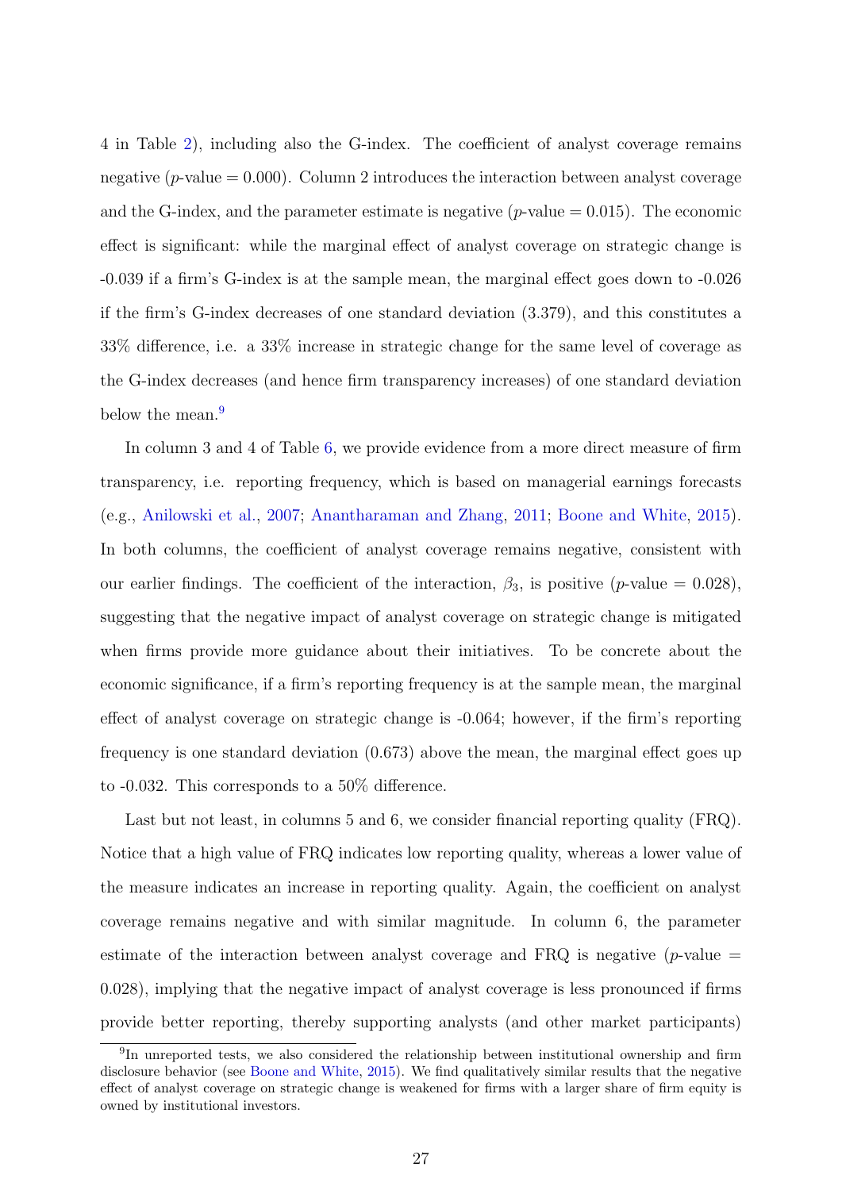4 in Table 2), including also the G-index. The coefficient of analyst coverage remains negative ($p$-value = 0.000). Column 2 introduces the interaction between analyst coverage and the G-index, and the parameter estimate is negative ($p$-value = 0.015). The economic effect is significant: while the marginal effect of analyst coverage on strategic change is -0.039 if a firm's G-index is at the sample mean, the marginal effect goes down to -0.026 if the firm's G-index decreases of one standard deviation (3.379), and this constitutes a 33% difference, i.e. a 33% increase in strategic change for the same level of coverage as the G-index decreases (and hence firm transparency increases) of one standard deviation below the mean.[9]

In column 3 and 4 of Table 6, we provide evidence from a more direct measure of firm transparency, i.e. reporting frequency, which is based on managerial earnings forecasts (e.g., Anilowski et al., 2007; Anantharaman and Zhang, 2011; Boone and White, 2015). In both columns, the coefficient of analyst coverage remains negative, consistent with our earlier findings. The coefficient of the interaction, $\beta_3$, is positive ($p$-value = 0.028), suggesting that the negative impact of analyst coverage on strategic change is mitigated when firms provide more guidance about their initiatives. To be concrete about the economic significance, if a firm's reporting frequency is at the sample mean, the marginal effect of analyst coverage on strategic change is -0.064; however, if the firm's reporting frequency is one standard deviation (0.673) above the mean, the marginal effect goes up to -0.032. This corresponds to a 50% difference.

Last but not least, in columns 5 and 6, we consider financial reporting quality (FRQ). Notice that a high value of FRQ indicates low reporting quality, whereas a lower value of the measure indicates an increase in reporting quality. Again, the coefficient on analyst coverage remains negative and with similar magnitude. In column 6, the parameter estimate of the interaction between analyst coverage and FRQ is negative ($p$-value = 0.028), implying that the negative impact of analyst coverage is less pronounced if firms provide better reporting, thereby supporting analysts (and other market participants)

[9] In unreported tests, we also considered the relationship between institutional ownership and firm disclosure behavior (see Boone and White, 2015). We find qualitatively similar results that the negative effect of analyst coverage on strategic change is weakened for firms with a larger share of firm equity is owned by institutional investors.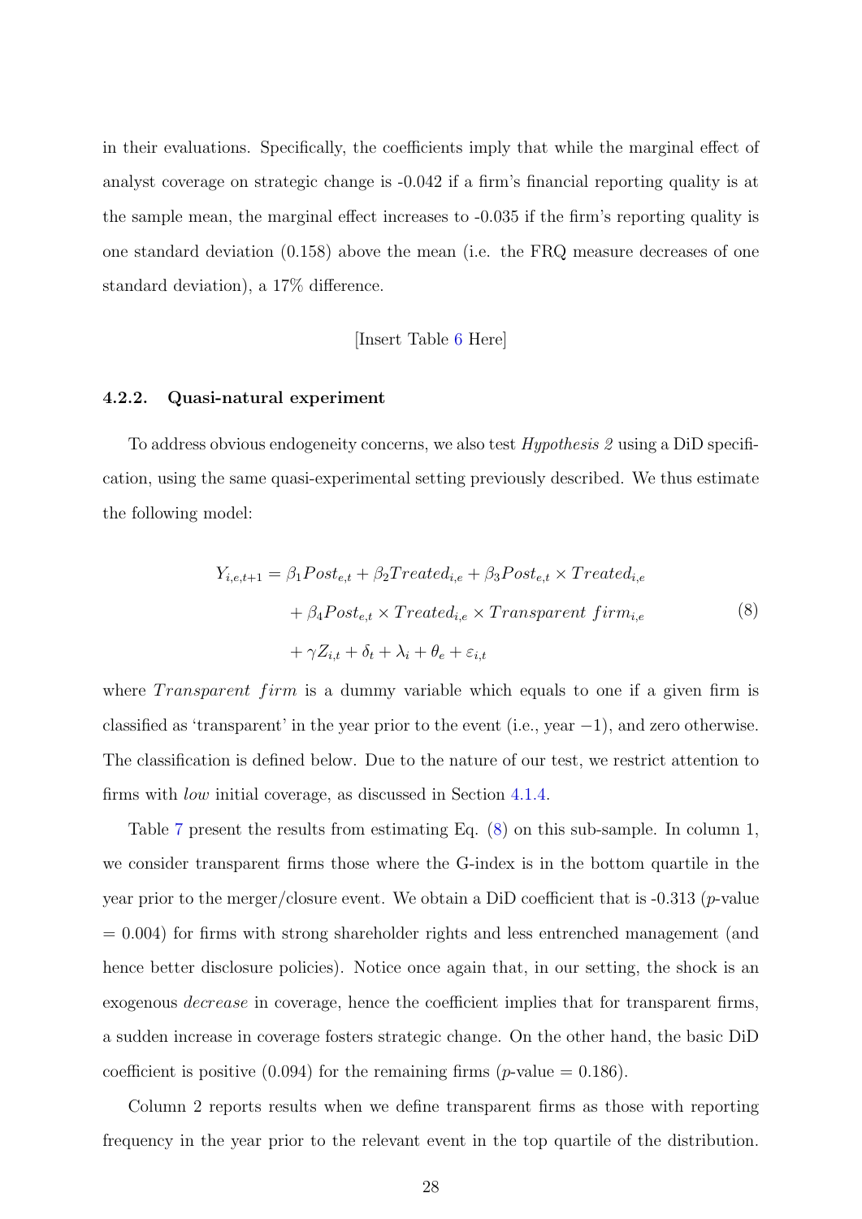in their evaluations. Specifically, the coefficients imply that while the marginal effect of analyst coverage on strategic change is -0.042 if a firm's financial reporting quality is at the sample mean, the marginal effect increases to -0.035 if the firm's reporting quality is one standard deviation (0.158) above the mean (i.e. the FRQ measure decreases of one standard deviation), a 17% difference.

[Insert Table 6 Here]

#### 4.2.2. Quasi-natural experiment

To address obvious endogeneity concerns, we also test *Hypothesis 2* using a DiD specification, using the same quasi-experimental setting previously described. We thus estimate the following model:

$$
\begin{aligned}
Y_{i,e,t+1} = {} & \beta_1 Post_{e,t} + \beta_2 Treated_{i,e} + \beta_3 Post_{e,t} \times Treated_{i,e} \\
& + \beta_4 Post_{e,t} \times Treated_{i,e} \times Transparent\ firm_{i,e} \\
& + \gamma Z_{i,t} + \delta_t + \lambda_i + \theta_e + \varepsilon_{i,t}
\end{aligned}
\tag{8}
$$

where $Transparent\ firm$ is a dummy variable which equals to one if a given firm is classified as 'transparent' in the year prior to the event (i.e., year $-1$), and zero otherwise. The classification is defined below. Due to the nature of our test, we restrict attention to firms with *low* initial coverage, as discussed in Section 4.1.4.

Table 7 present the results from estimating Eq. (8) on this sub-sample. In column 1, we consider transparent firms those where the G-index is in the bottom quartile in the year prior to the merger/closure event. We obtain a DiD coefficient that is -0.313 ($p$-value $= 0.004$) for firms with strong shareholder rights and less entrenched management (and hence better disclosure policies). Notice once again that, in our setting, the shock is an exogenous *decrease* in coverage, hence the coefficient implies that for transparent firms, a sudden increase in coverage fosters strategic change. On the other hand, the basic DiD coefficient is positive (0.094) for the remaining firms ($p$-value $= 0.186$).

Column 2 reports results when we define transparent firms as those with reporting frequency in the year prior to the relevant event in the top quartile of the distribution.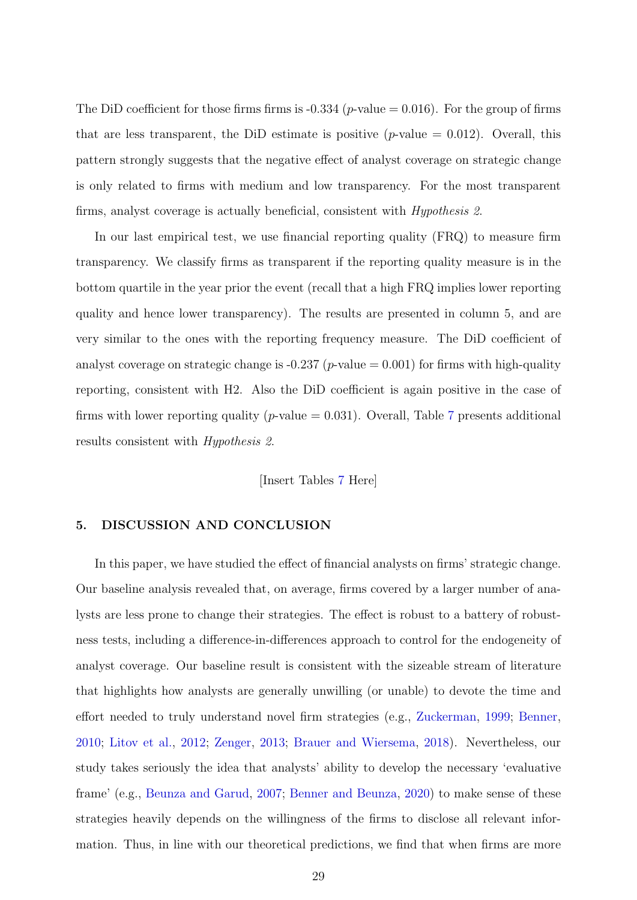The DiD coefficient for those firms firms is -0.334 ($p$-value = 0.016). For the group of firms that are less transparent, the DiD estimate is positive ($p$-value = 0.012). Overall, this pattern strongly suggests that the negative effect of analyst coverage on strategic change is only related to firms with medium and low transparency. For the most transparent firms, analyst coverage is actually beneficial, consistent with *Hypothesis 2*.

In our last empirical test, we use financial reporting quality (FRQ) to measure firm transparency. We classify firms as transparent if the reporting quality measure is in the bottom quartile in the year prior the event (recall that a high FRQ implies lower reporting quality and hence lower transparency). The results are presented in column 5, and are very similar to the ones with the reporting frequency measure. The DiD coefficient of analyst coverage on strategic change is -0.237 ($p$-value = 0.001) for firms with high-quality reporting, consistent with H2. Also the DiD coefficient is again positive in the case of firms with lower reporting quality ($p$-value = 0.031). Overall, Table 7 presents additional results consistent with *Hypothesis 2*.

[Insert Tables 7 Here]

## 5. DISCUSSION AND CONCLUSION

In this paper, we have studied the effect of financial analysts on firms' strategic change. Our baseline analysis revealed that, on average, firms covered by a larger number of analysts are less prone to change their strategies. The effect is robust to a battery of robustness tests, including a difference-in-differences approach to control for the endogeneity of analyst coverage. Our baseline result is consistent with the sizeable stream of literature that highlights how analysts are generally unwilling (or unable) to devote the time and effort needed to truly understand novel firm strategies (e.g., Zuckerman, 1999; Benner, 2010; Litov et al., 2012; Zenger, 2013; Brauer and Wiersema, 2018). Nevertheless, our study takes seriously the idea that analysts' ability to develop the necessary 'evaluative frame' (e.g., Beunza and Garud, 2007; Benner and Beunza, 2020) to make sense of these strategies heavily depends on the willingness of the firms to disclose all relevant information. Thus, in line with our theoretical predictions, we find that when firms are more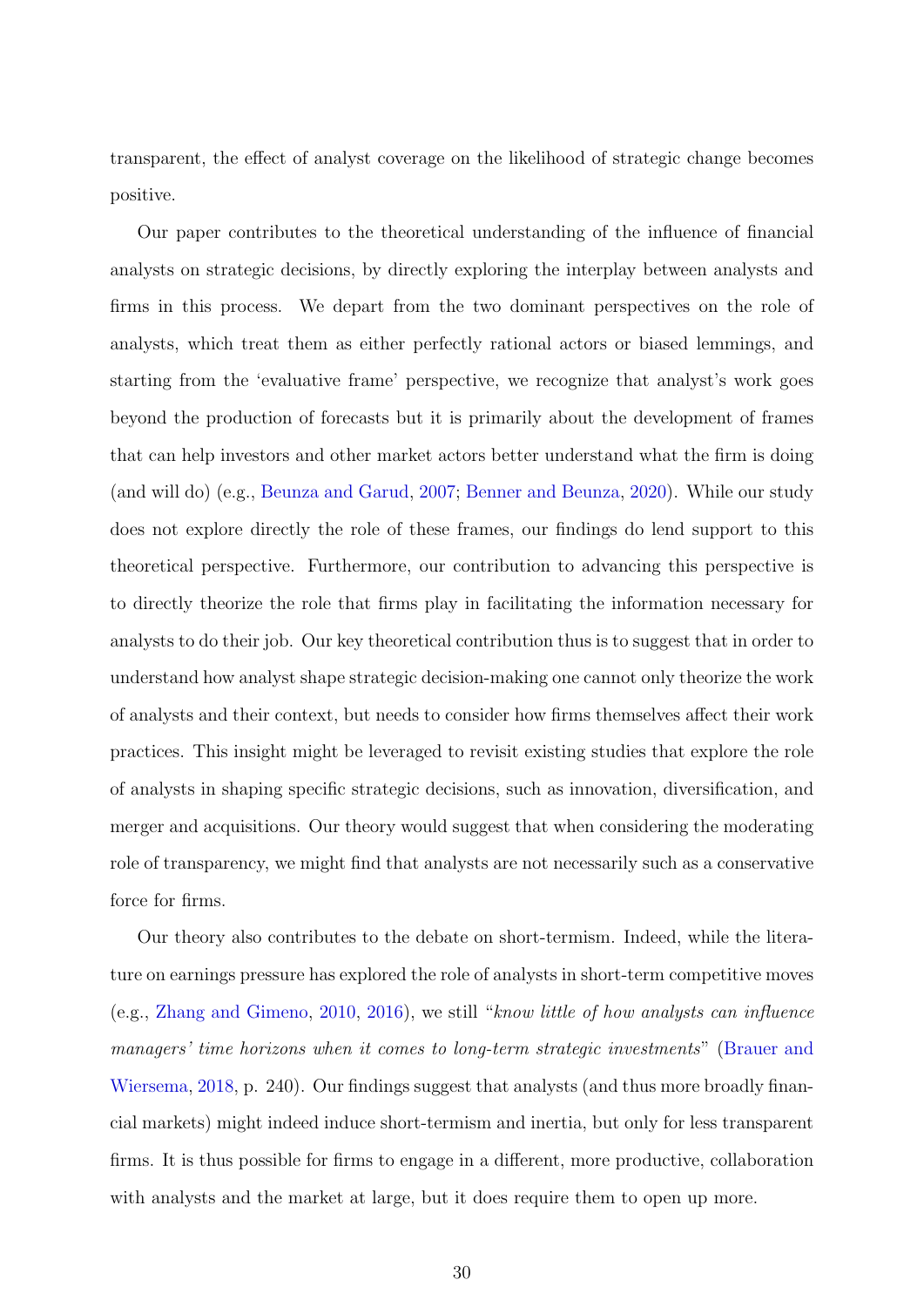transparent, the effect of analyst coverage on the likelihood of strategic change becomes positive.

Our paper contributes to the theoretical understanding of the influence of financial analysts on strategic decisions, by directly exploring the interplay between analysts and firms in this process. We depart from the two dominant perspectives on the role of analysts, which treat them as either perfectly rational actors or biased lemmings, and starting from the 'evaluative frame' perspective, we recognize that analyst's work goes beyond the production of forecasts but it is primarily about the development of frames that can help investors and other market actors better understand what the firm is doing (and will do) (e.g., Beunza and Garud, 2007; Benner and Beunza, 2020). While our study does not explore directly the role of these frames, our findings do lend support to this theoretical perspective. Furthermore, our contribution to advancing this perspective is to directly theorize the role that firms play in facilitating the information necessary for analysts to do their job. Our key theoretical contribution thus is to suggest that in order to understand how analyst shape strategic decision-making one cannot only theorize the work of analysts and their context, but needs to consider how firms themselves affect their work practices. This insight might be leveraged to revisit existing studies that explore the role of analysts in shaping specific strategic decisions, such as innovation, diversification, and merger and acquisitions. Our theory would suggest that when considering the moderating role of transparency, we might find that analysts are not necessarily such as a conservative force for firms.

Our theory also contributes to the debate on short-termism. Indeed, while the literature on earnings pressure has explored the role of analysts in short-term competitive moves (e.g., Zhang and Gimeno, 2010, 2016), we still "*know little of how analysts can influence managers' time horizons when it comes to long-term strategic investments*" (Brauer and Wiersema, 2018, p. 240). Our findings suggest that analysts (and thus more broadly financial markets) might indeed induce short-termism and inertia, but only for less transparent firms. It is thus possible for firms to engage in a different, more productive, collaboration with analysts and the market at large, but it does require them to open up more.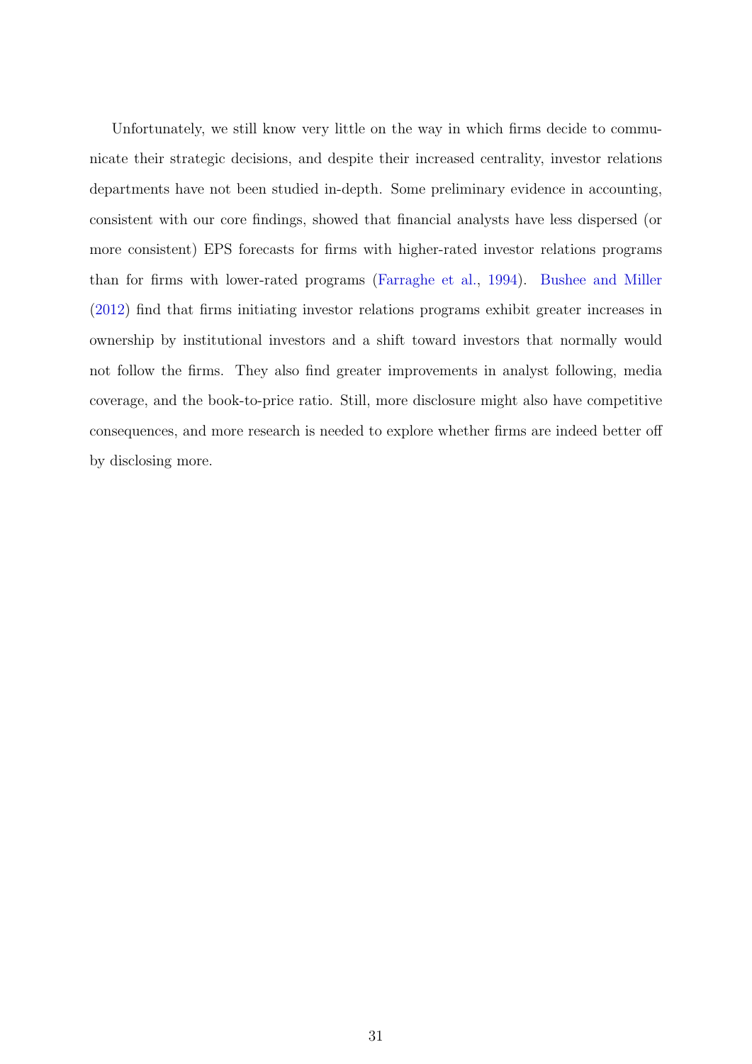Unfortunately, we still know very little on the way in which firms decide to communicate their strategic decisions, and despite their increased centrality, investor relations departments have not been studied in-depth. Some preliminary evidence in accounting, consistent with our core findings, showed that financial analysts have less dispersed (or more consistent) EPS forecasts for firms with higher-rated investor relations programs than for firms with lower-rated programs (Farraghe et al., 1994). Bushee and Miller (2012) find that firms initiating investor relations programs exhibit greater increases in ownership by institutional investors and a shift toward investors that normally would not follow the firms. They also find greater improvements in analyst following, media coverage, and the book-to-price ratio. Still, more disclosure might also have competitive consequences, and more research is needed to explore whether firms are indeed better off by disclosing more.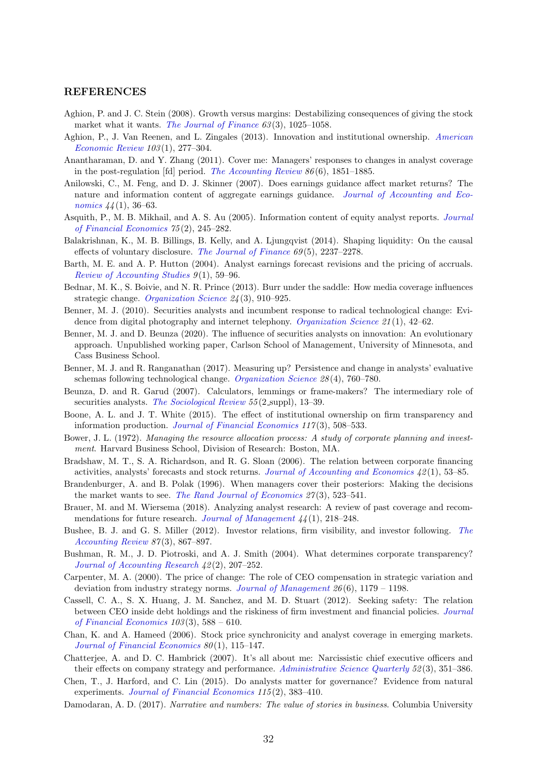## REFERENCES

Aghion, P. and J. C. Stein (2008). Growth versus margins: Destabilizing consequences of giving the stock market what it wants. *The Journal of Finance 63*(3), 1025–1058.

Aghion, P., J. Van Reenen, and L. Zingales (2013). Innovation and institutional ownership. *American Economic Review 103*(1), 277–304.

Anantharaman, D. and Y. Zhang (2011). Cover me: Managers' responses to changes in analyst coverage in the post-regulation [fd] period. *The Accounting Review 86*(6), 1851–1885.

Anilowski, C., M. Feng, and D. J. Skinner (2007). Does earnings guidance affect market returns? The nature and information content of aggregate earnings guidance. *Journal of Accounting and Economics 44*(1), 36–63.

Asquith, P., M. B. Mikhail, and A. S. Au (2005). Information content of equity analyst reports. *Journal of Financial Economics 75*(2), 245–282.

Balakrishnan, K., M. B. Billings, B. Kelly, and A. Ljungqvist (2014). Shaping liquidity: On the causal effects of voluntary disclosure. *The Journal of Finance 69*(5), 2237–2278.

Barth, M. E. and A. P. Hutton (2004). Analyst earnings forecast revisions and the pricing of accruals. *Review of Accounting Studies 9*(1), 59–96.

Bednar, M. K., S. Boivie, and N. R. Prince (2013). Burr under the saddle: How media coverage influences strategic change. *Organization Science 24*(3), 910–925.

Benner, M. J. (2010). Securities analysts and incumbent response to radical technological change: Evidence from digital photography and internet telephony. *Organization Science 21*(1), 42–62.

Benner, M. J. and D. Beunza (2020). The influence of securities analysts on innovation: An evolutionary approach. Unpublished working paper, Carlson School of Management, University of Minnesota, and Cass Business School.

Benner, M. J. and R. Ranganathan (2017). Measuring up? Persistence and change in analysts' evaluative schemas following technological change. *Organization Science 28*(4), 760–780.

Beunza, D. and R. Garud (2007). Calculators, lemmings or frame-makers? The intermediary role of securities analysts. *The Sociological Review 55*(2_suppl), 13–39.

Boone, A. L. and J. T. White (2015). The effect of institutional ownership on firm transparency and information production. *Journal of Financial Economics 117*(3), 508–533.

Bower, J. L. (1972). *Managing the resource allocation process: A study of corporate planning and investment*. Harvard Business School, Division of Research: Boston, MA.

Bradshaw, M. T., S. A. Richardson, and R. G. Sloan (2006). The relation between corporate financing activities, analysts' forecasts and stock returns. *Journal of Accounting and Economics 42*(1), 53–85.

Brandenburger, A. and B. Polak (1996). When managers cover their posteriors: Making the decisions the market wants to see. *The Rand Journal of Economics 27*(3), 523–541.

Brauer, M. and M. Wiersema (2018). Analyzing analyst research: A review of past coverage and recommendations for future research. *Journal of Management 44*(1), 218–248.

Bushee, B. J. and G. S. Miller (2012). Investor relations, firm visibility, and investor following. *The Accounting Review 87*(3), 867–897.

Bushman, R. M., J. D. Piotroski, and A. J. Smith (2004). What determines corporate transparency? *Journal of Accounting Research 42*(2), 207–252.

Carpenter, M. A. (2000). The price of change: The role of CEO compensation in strategic variation and deviation from industry strategy norms. *Journal of Management 26*(6), 1179 – 1198.

Cassell, C. A., S. X. Huang, J. M. Sanchez, and M. D. Stuart (2012). Seeking safety: The relation between CEO inside debt holdings and the riskiness of firm investment and financial policies. *Journal of Financial Economics 103*(3), 588 – 610.

Chan, K. and A. Hameed (2006). Stock price synchronicity and analyst coverage in emerging markets. *Journal of Financial Economics 80*(1), 115–147.

Chatterjee, A. and D. C. Hambrick (2007). It's all about me: Narcissistic chief executive officers and their effects on company strategy and performance. *Administrative Science Quarterly 52*(3), 351–386.

Chen, T., J. Harford, and C. Lin (2015). Do analysts matter for governance? Evidence from natural experiments. *Journal of Financial Economics 115*(2), 383–410.

Damodaran, A. D. (2017). *Narrative and numbers: The value of stories in business*. Columbia University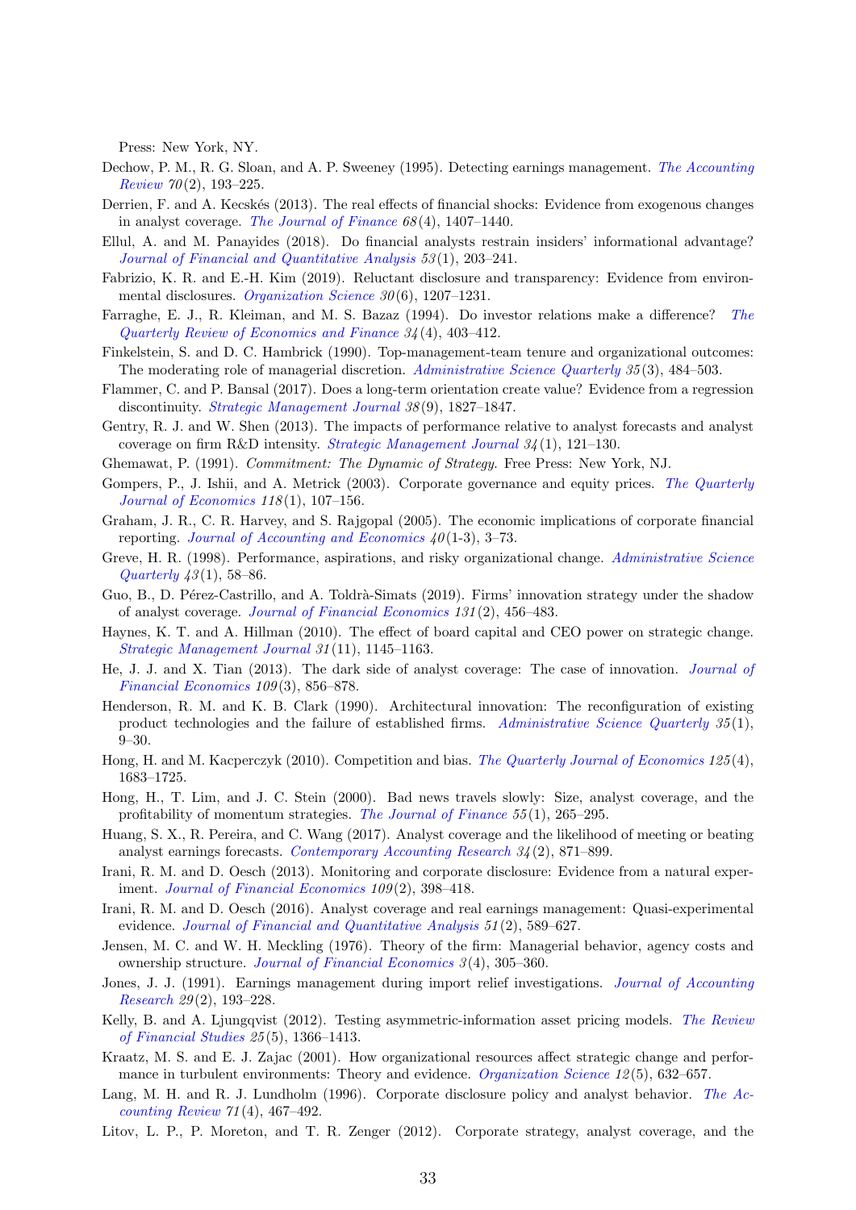Press: New York, NY.

Dechow, P. M., R. G. Sloan, and A. P. Sweeney (1995). Detecting earnings management. *The Accounting Review 70*(2), 193–225.

Derrien, F. and A. Kecskés (2013). The real effects of financial shocks: Evidence from exogenous changes in analyst coverage. *The Journal of Finance 68*(4), 1407–1440.

Ellul, A. and M. Panayides (2018). Do financial analysts restrain insiders' informational advantage? *Journal of Financial and Quantitative Analysis 53*(1), 203–241.

Fabrizio, K. R. and E.-H. Kim (2019). Reluctant disclosure and transparency: Evidence from environmental disclosures. *Organization Science 30*(6), 1207–1231.

Farraghe, E. J., R. Kleiman, and M. S. Bazaz (1994). Do investor relations make a difference? *The Quarterly Review of Economics and Finance 34*(4), 403–412.

Finkelstein, S. and D. C. Hambrick (1990). Top-management-team tenure and organizational outcomes: The moderating role of managerial discretion. *Administrative Science Quarterly 35*(3), 484–503.

Flammer, C. and P. Bansal (2017). Does a long-term orientation create value? Evidence from a regression discontinuity. *Strategic Management Journal 38*(9), 1827–1847.

Gentry, R. J. and W. Shen (2013). The impacts of performance relative to analyst forecasts and analyst coverage on firm R&D intensity. *Strategic Management Journal 34*(1), 121–130.

Ghemawat, P. (1991). *Commitment: The Dynamic of Strategy.* Free Press: New York, NJ.

Gompers, P., J. Ishii, and A. Metrick (2003). Corporate governance and equity prices. *The Quarterly Journal of Economics 118*(1), 107–156.

Graham, J. R., C. R. Harvey, and S. Rajgopal (2005). The economic implications of corporate financial reporting. *Journal of Accounting and Economics 40*(1-3), 3–73.

Greve, H. R. (1998). Performance, aspirations, and risky organizational change. *Administrative Science Quarterly 43*(1), 58–86.

Guo, B., D. Pérez-Castrillo, and A. Toldrà-Simats (2019). Firms' innovation strategy under the shadow of analyst coverage. *Journal of Financial Economics 131*(2), 456–483.

Haynes, K. T. and A. Hillman (2010). The effect of board capital and CEO power on strategic change. *Strategic Management Journal 31*(11), 1145–1163.

He, J. J. and X. Tian (2013). The dark side of analyst coverage: The case of innovation. *Journal of Financial Economics 109*(3), 856–878.

Henderson, R. M. and K. B. Clark (1990). Architectural innovation: The reconfiguration of existing product technologies and the failure of established firms. *Administrative Science Quarterly 35*(1), 9–30.

Hong, H. and M. Kacperczyk (2010). Competition and bias. *The Quarterly Journal of Economics 125*(4), 1683–1725.

Hong, H., T. Lim, and J. C. Stein (2000). Bad news travels slowly: Size, analyst coverage, and the profitability of momentum strategies. *The Journal of Finance 55*(1), 265–295.

Huang, S. X., R. Pereira, and C. Wang (2017). Analyst coverage and the likelihood of meeting or beating analyst earnings forecasts. *Contemporary Accounting Research 34*(2), 871–899.

Irani, R. M. and D. Oesch (2013). Monitoring and corporate disclosure: Evidence from a natural experiment. *Journal of Financial Economics 109*(2), 398–418.

Irani, R. M. and D. Oesch (2016). Analyst coverage and real earnings management: Quasi-experimental evidence. *Journal of Financial and Quantitative Analysis 51*(2), 589–627.

Jensen, M. C. and W. H. Meckling (1976). Theory of the firm: Managerial behavior, agency costs and ownership structure. *Journal of Financial Economics 3*(4), 305–360.

Jones, J. J. (1991). Earnings management during import relief investigations. *Journal of Accounting Research 29*(2), 193–228.

Kelly, B. and A. Ljungqvist (2012). Testing asymmetric-information asset pricing models. *The Review of Financial Studies 25*(5), 1366–1413.

Kraatz, M. S. and E. J. Zajac (2001). How organizational resources affect strategic change and performance in turbulent environments: Theory and evidence. *Organization Science 12*(5), 632–657.

Lang, M. H. and R. J. Lundholm (1996). Corporate disclosure policy and analyst behavior. *The Accounting Review 71*(4), 467–492.

Litov, L. P., P. Moreton, and T. R. Zenger (2012). Corporate strategy, analyst coverage, and the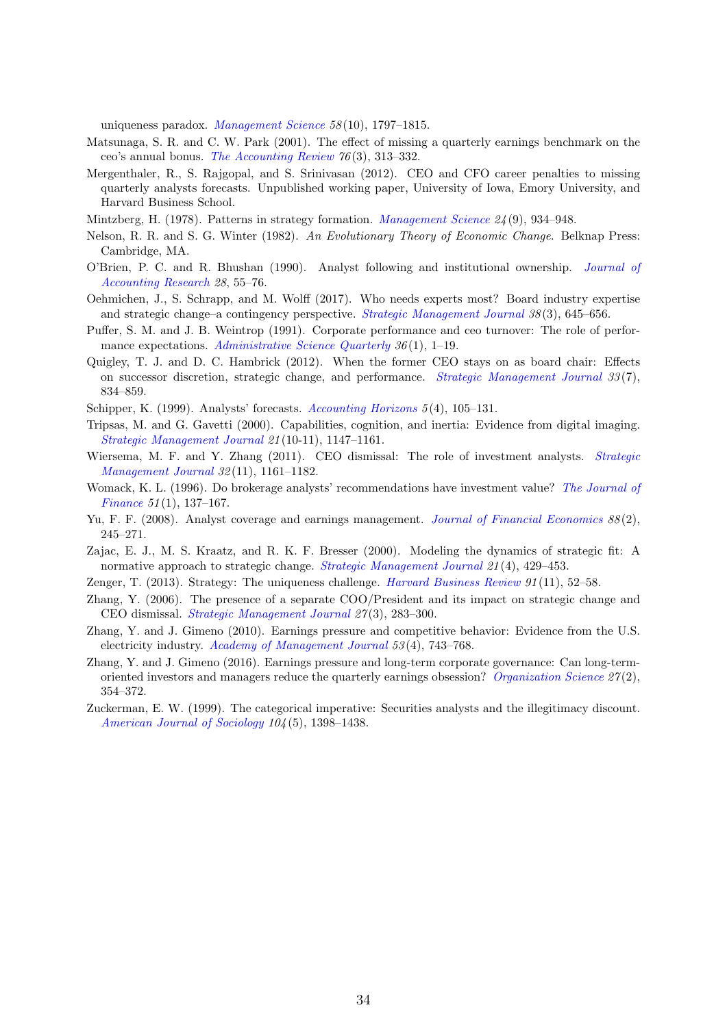uniqueness paradox. *Management Science* *58*(10), 1797–1815.

Matsunaga, S. R. and C. W. Park (2001). The effect of missing a quarterly earnings benchmark on the ceo's annual bonus. *The Accounting Review* *76*(3), 313–332.

Mergenthaler, R., S. Rajgopal, and S. Srinivasan (2012). CEO and CFO career penalties to missing quarterly analysts forecasts. Unpublished working paper, University of Iowa, Emory University, and Harvard Business School.

Mintzberg, H. (1978). Patterns in strategy formation. *Management Science* *24*(9), 934–948.

Nelson, R. R. and S. G. Winter (1982). *An Evolutionary Theory of Economic Change*. Belknap Press: Cambridge, MA.

O'Brien, P. C. and R. Bhushan (1990). Analyst following and institutional ownership. *Journal of Accounting Research* *28*, 55–76.

Oehmichen, J., S. Schrapp, and M. Wolff (2017). Who needs experts most? Board industry expertise and strategic change–a contingency perspective. *Strategic Management Journal* *38*(3), 645–656.

Puffer, S. M. and J. B. Weintrop (1991). Corporate performance and ceo turnover: The role of performance expectations. *Administrative Science Quarterly* *36*(1), 1–19.

Quigley, T. J. and D. C. Hambrick (2012). When the former CEO stays on as board chair: Effects on successor discretion, strategic change, and performance. *Strategic Management Journal* *33*(7), 834–859.

Schipper, K. (1999). Analysts' forecasts. *Accounting Horizons* *5*(4), 105–131.

Tripsas, M. and G. Gavetti (2000). Capabilities, cognition, and inertia: Evidence from digital imaging. *Strategic Management Journal* *21*(10-11), 1147–1161.

Wiersema, M. F. and Y. Zhang (2011). CEO dismissal: The role of investment analysts. *Strategic Management Journal* *32*(11), 1161–1182.

Womack, K. L. (1996). Do brokerage analysts' recommendations have investment value? *The Journal of Finance* *51*(1), 137–167.

Yu, F. F. (2008). Analyst coverage and earnings management. *Journal of Financial Economics* *88*(2), 245–271.

Zajac, E. J., M. S. Kraatz, and R. K. F. Bresser (2000). Modeling the dynamics of strategic fit: A normative approach to strategic change. *Strategic Management Journal* *21*(4), 429–453.

Zenger, T. (2013). Strategy: The uniqueness challenge. *Harvard Business Review* *91*(11), 52–58.

Zhang, Y. (2006). The presence of a separate COO/President and its impact on strategic change and CEO dismissal. *Strategic Management Journal* *27*(3), 283–300.

Zhang, Y. and J. Gimeno (2010). Earnings pressure and competitive behavior: Evidence from the U.S. electricity industry. *Academy of Management Journal* *53*(4), 743–768.

Zhang, Y. and J. Gimeno (2016). Earnings pressure and long-term corporate governance: Can long-term-oriented investors and managers reduce the quarterly earnings obsession? *Organization Science* *27*(2), 354–372.

Zuckerman, E. W. (1999). The categorical imperative: Securities analysts and the illegitimacy discount. *American Journal of Sociology* *104*(5), 1398–1438.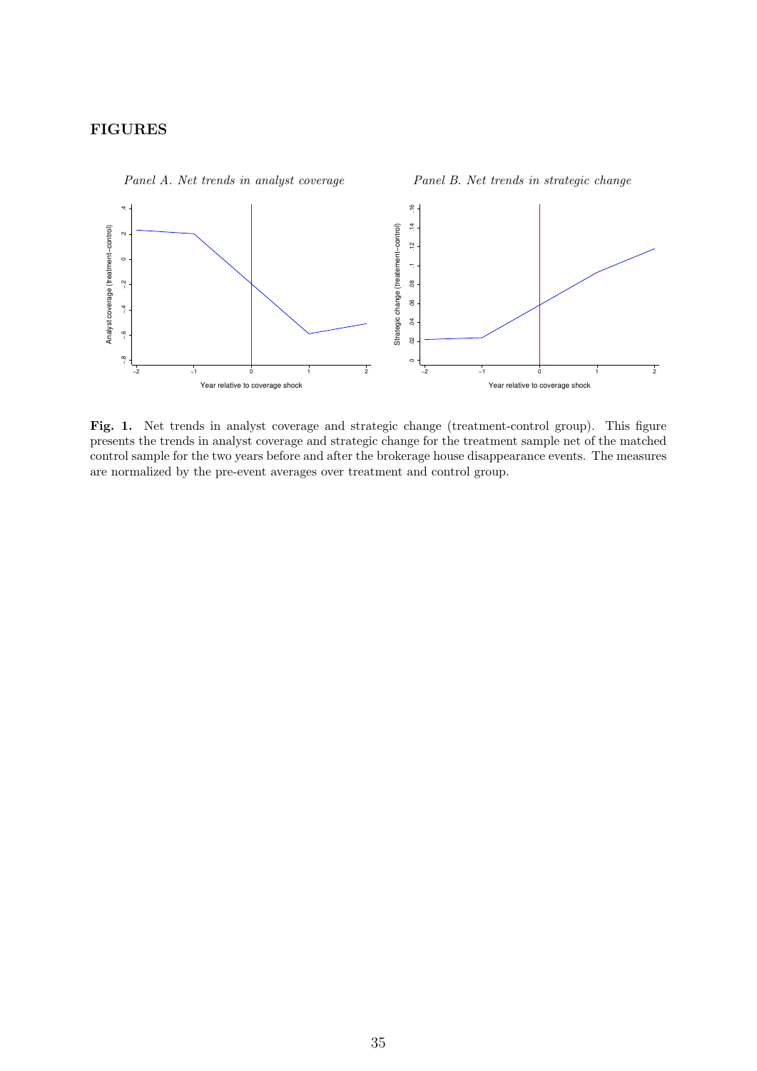## FIGURES

*Panel A. Net trends in analyst coverage*

*Panel B. Net trends in strategic change*

**Fig. 1.** Net trends in analyst coverage and strategic change (treatment-control group). This figure presents the trends in analyst coverage and strategic change for the treatment sample net of the matched control sample for the two years before and after the brokerage house disappearance events. The measures are normalized by the pre-event averages over treatment and control group.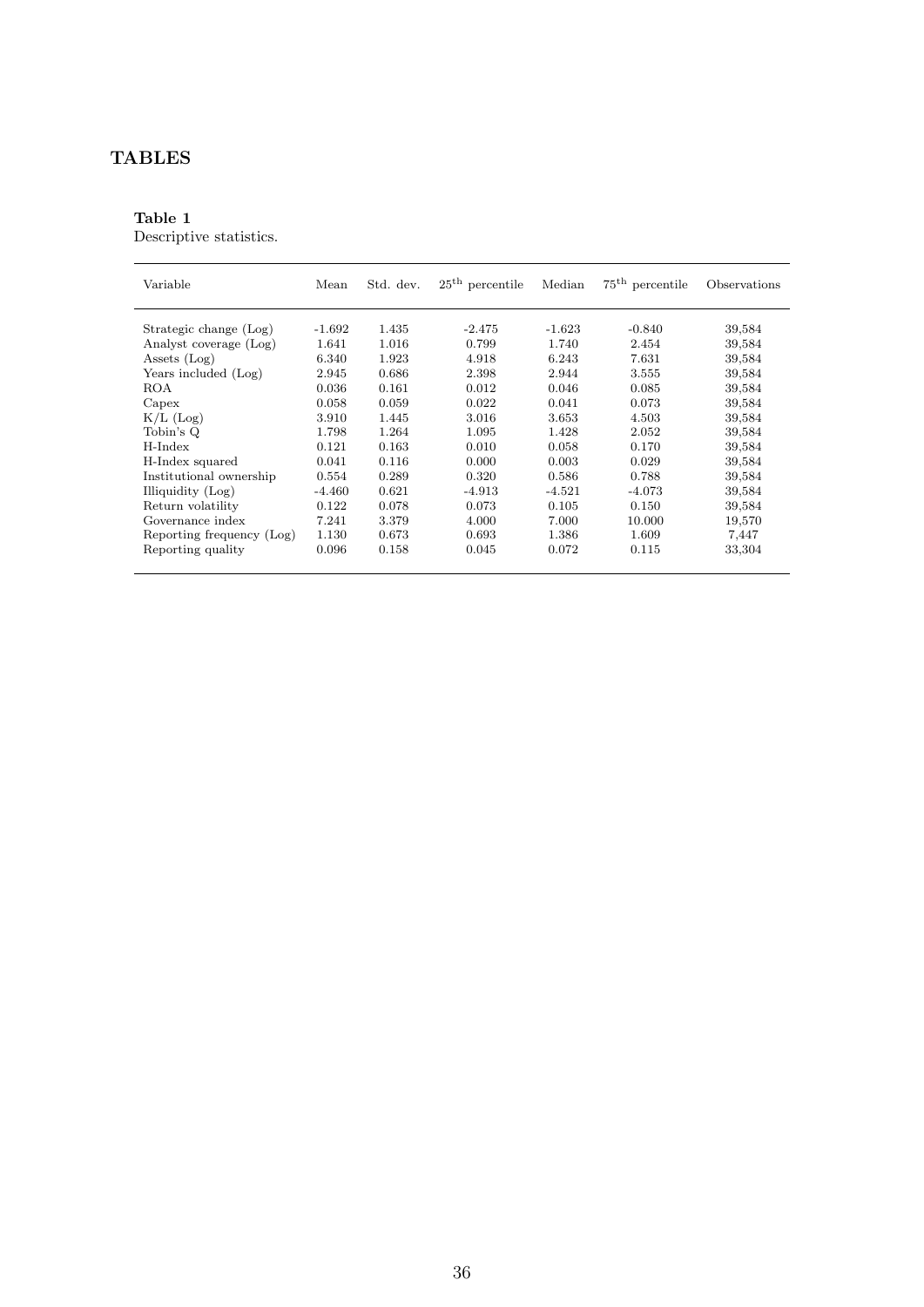# TABLES

**Table 1**
Descriptive statistics.

| Variable | Mean | Std. dev. | $25^{\text{th}}$ percentile | Median | $75^{\text{th}}$ percentile | Observations |
|---|---|---|---|---|---|---|
| Strategic change (Log) | -1.692 | 1.435 | -2.475 | -1.623 | -0.840 | 39,584 |
| Analyst coverage (Log) | 1.641 | 1.016 | 0.799 | 1.740 | 2.454 | 39,584 |
| Assets (Log) | 6.340 | 1.923 | 4.918 | 6.243 | 7.631 | 39,584 |
| Years included (Log) | 2.945 | 0.686 | 2.398 | 2.944 | 3.555 | 39,584 |
| ROA | 0.036 | 0.161 | 0.012 | 0.046 | 0.085 | 39,584 |
| Capex | 0.058 | 0.059 | 0.022 | 0.041 | 0.073 | 39,584 |
| K/L (Log) | 3.910 | 1.445 | 3.016 | 3.653 | 4.503 | 39,584 |
| Tobin's Q | 1.798 | 1.264 | 1.095 | 1.428 | 2.052 | 39,584 |
| H-Index | 0.121 | 0.163 | 0.010 | 0.058 | 0.170 | 39,584 |
| H-Index squared | 0.041 | 0.116 | 0.000 | 0.003 | 0.029 | 39,584 |
| Institutional ownership | 0.554 | 0.289 | 0.320 | 0.586 | 0.788 | 39,584 |
| Illiquidity (Log) | -4.460 | 0.621 | -4.913 | -4.521 | -4.073 | 39,584 |
| Return volatility | 0.122 | 0.078 | 0.073 | 0.105 | 0.150 | 39,584 |
| Governance index | 7.241 | 3.379 | 4.000 | 7.000 | 10.000 | 19,570 |
| Reporting frequency (Log) | 1.130 | 0.673 | 0.693 | 1.386 | 1.609 | 7,447 |
| Reporting quality | 0.096 | 0.158 | 0.045 | 0.072 | 0.115 | 33,304 |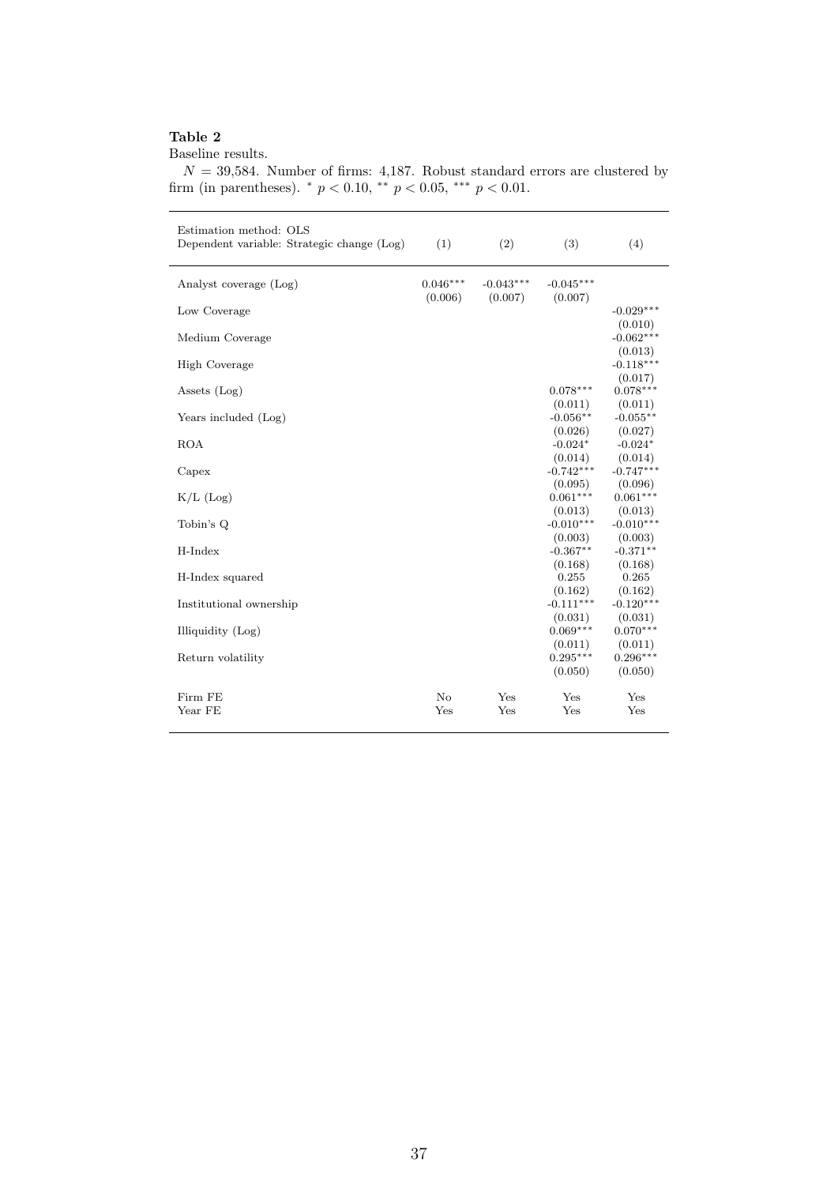**Table 2**

Baseline results.

$N$ = 39,584. Number of firms: 4,187. Robust standard errors are clustered by firm (in parentheses). $^{*}$ $p < 0.10$, $^{**}$ $p < 0.05$, $^{***}$ $p < 0.01$.

| Estimation method: OLS<br>Dependent variable: Strategic change (Log) | (1) | (2) | (3) | (4) |
|---|---|---|---|---|
| Analyst coverage (Log) | 0.046$^{***}$ | -0.043$^{***}$ | -0.045$^{***}$ | |
| | (0.006) | (0.007) | (0.007) | |
| Low Coverage | | | | -0.029$^{***}$ |
| | | | | (0.010) |
| Medium Coverage | | | | -0.062$^{***}$ |
| | | | | (0.013) |
| High Coverage | | | | -0.118$^{***}$ |
| | | | | (0.017) |
| Assets (Log) | | | 0.078$^{***}$ | 0.078$^{***}$ |
| | | | (0.011) | (0.011) |
| Years included (Log) | | | -0.056$^{**}$ | -0.055$^{**}$ |
| | | | (0.026) | (0.027) |
| ROA | | | -0.024$^{*}$ | -0.024$^{*}$ |
| | | | (0.014) | (0.014) |
| Capex | | | -0.742$^{***}$ | -0.747$^{***}$ |
| | | | (0.095) | (0.096) |
| K/L (Log) | | | 0.061$^{***}$ | 0.061$^{***}$ |
| | | | (0.013) | (0.013) |
| Tobin's Q | | | -0.010$^{***}$ | -0.010$^{***}$ |
| | | | (0.003) | (0.003) |
| H-Index | | | -0.367$^{**}$ | -0.371$^{**}$ |
| | | | (0.168) | (0.168) |
| H-Index squared | | | 0.255 | 0.265 |
| | | | (0.162) | (0.162) |
| Institutional ownership | | | -0.111$^{***}$ | -0.120$^{***}$ |
| | | | (0.031) | (0.031) |
| Illiquidity (Log) | | | 0.069$^{***}$ | 0.070$^{***}$ |
| | | | (0.011) | (0.011) |
| Return volatility | | | 0.295$^{***}$ | 0.296$^{***}$ |
| | | | (0.050) | (0.050) |
| Firm FE | No | Yes | Yes | Yes |
| Year FE | Yes | Yes | Yes | Yes |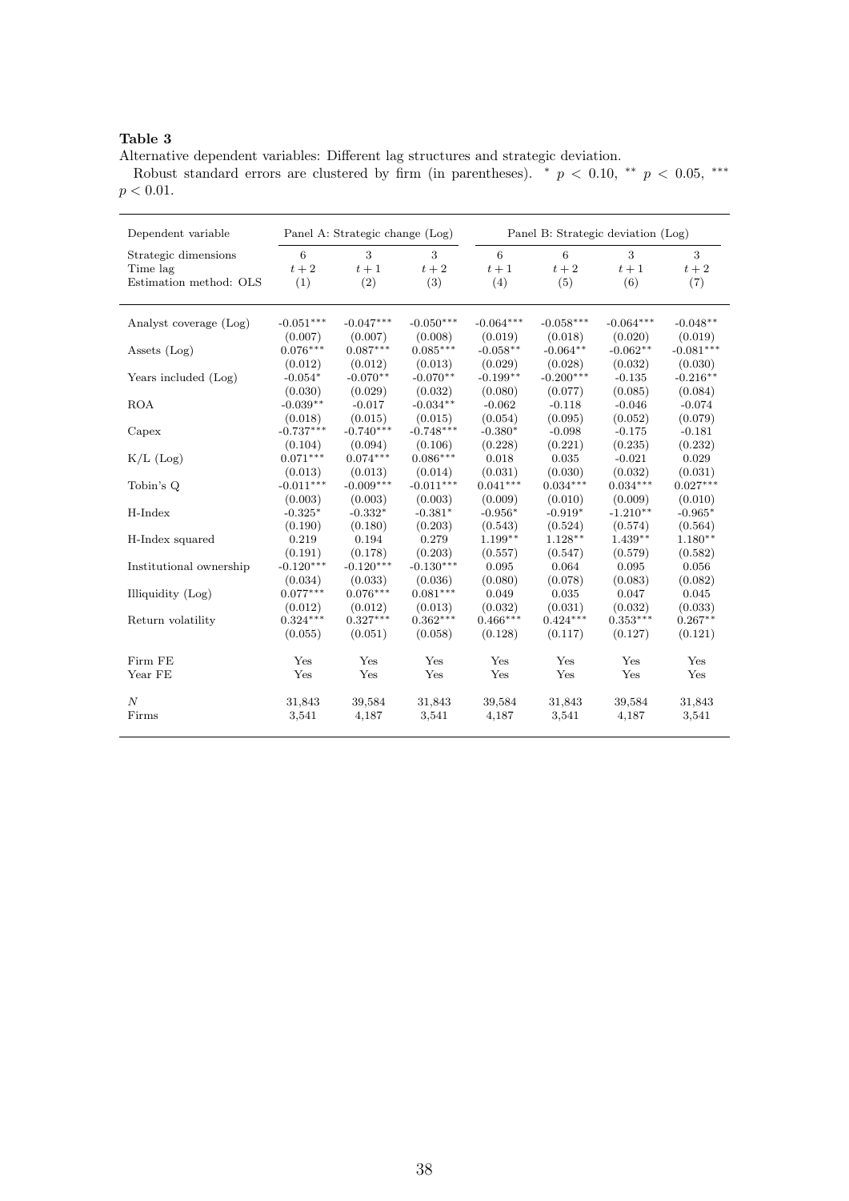**Table 3**

Alternative dependent variables: Different lag structures and strategic deviation.

Robust standard errors are clustered by firm (in parentheses). $^{*}$ $p < 0.10$, $^{**}$ $p < 0.05$, $^{***}$ $p < 0.01$.

| Dependent variable | Panel A: Strategic change (Log) | | | Panel B: Strategic deviation (Log) | | | |
|---|---|---|---|---|---|---|---|
| Strategic dimensions | 6 | 3 | 3 | 6 | 6 | 3 | 3 |
| Time lag | $t+2$ | $t+1$ | $t+2$ | $t+1$ | $t+2$ | $t+1$ | $t+2$ |
| Estimation method: OLS | (1) | (2) | (3) | (4) | (5) | (6) | (7) |
| Analyst coverage (Log) | -0.051*** | -0.047*** | -0.050*** | -0.064*** | -0.058*** | -0.064*** | -0.048** |
| | (0.007) | (0.007) | (0.008) | (0.019) | (0.018) | (0.020) | (0.019) |
| Assets (Log) | 0.076*** | 0.087*** | 0.085*** | -0.058** | -0.064** | -0.062** | -0.081*** |
| | (0.012) | (0.012) | (0.013) | (0.029) | (0.028) | (0.032) | (0.030) |
| Years included (Log) | -0.054* | -0.070** | -0.070** | -0.199** | -0.200*** | -0.135 | -0.216** |
| | (0.030) | (0.029) | (0.032) | (0.080) | (0.077) | (0.085) | (0.084) |
| ROA | -0.039** | -0.017 | -0.034** | -0.062 | -0.118 | -0.046 | -0.074 |
| | (0.018) | (0.015) | (0.015) | (0.054) | (0.095) | (0.052) | (0.079) |
| Capex | -0.737*** | -0.740*** | -0.748*** | -0.380* | -0.098 | -0.175 | -0.181 |
| | (0.104) | (0.094) | (0.106) | (0.228) | (0.221) | (0.235) | (0.232) |
| K/L (Log) | 0.071*** | 0.074*** | 0.086*** | 0.018 | 0.035 | -0.021 | 0.029 |
| | (0.013) | (0.013) | (0.014) | (0.031) | (0.030) | (0.032) | (0.031) |
| Tobin's Q | -0.011*** | -0.009*** | -0.011*** | 0.041*** | 0.034*** | 0.034*** | 0.027*** |
| | (0.003) | (0.003) | (0.003) | (0.009) | (0.010) | (0.009) | (0.010) |
| H-Index | -0.325* | -0.332* | -0.381* | -0.956* | -0.919* | -1.210** | -0.965* |
| | (0.190) | (0.180) | (0.203) | (0.543) | (0.524) | (0.574) | (0.564) |
| H-Index squared | 0.219 | 0.194 | 0.279 | 1.199** | 1.128** | 1.439** | 1.180** |
| | (0.191) | (0.178) | (0.203) | (0.557) | (0.547) | (0.579) | (0.582) |
| Institutional ownership | -0.120*** | -0.120*** | -0.130*** | 0.095 | 0.064 | 0.095 | 0.056 |
| | (0.034) | (0.033) | (0.036) | (0.080) | (0.078) | (0.083) | (0.082) |
| Illiquidity (Log) | 0.077*** | 0.076*** | 0.081*** | 0.049 | 0.035 | 0.047 | 0.045 |
| | (0.012) | (0.012) | (0.013) | (0.032) | (0.031) | (0.032) | (0.033) |
| Return volatility | 0.324*** | 0.327*** | 0.362*** | 0.466*** | 0.424*** | 0.353*** | 0.267** |
| | (0.055) | (0.051) | (0.058) | (0.128) | (0.117) | (0.127) | (0.121) |
| Firm FE | Yes | Yes | Yes | Yes | Yes | Yes | Yes |
| Year FE | Yes | Yes | Yes | Yes | Yes | Yes | Yes |
| $N$ | 31,843 | 39,584 | 31,843 | 39,584 | 31,843 | 39,584 | 31,843 |
| Firms | 3,541 | 4,187 | 3,541 | 4,187 | 3,541 | 4,187 | 3,541 |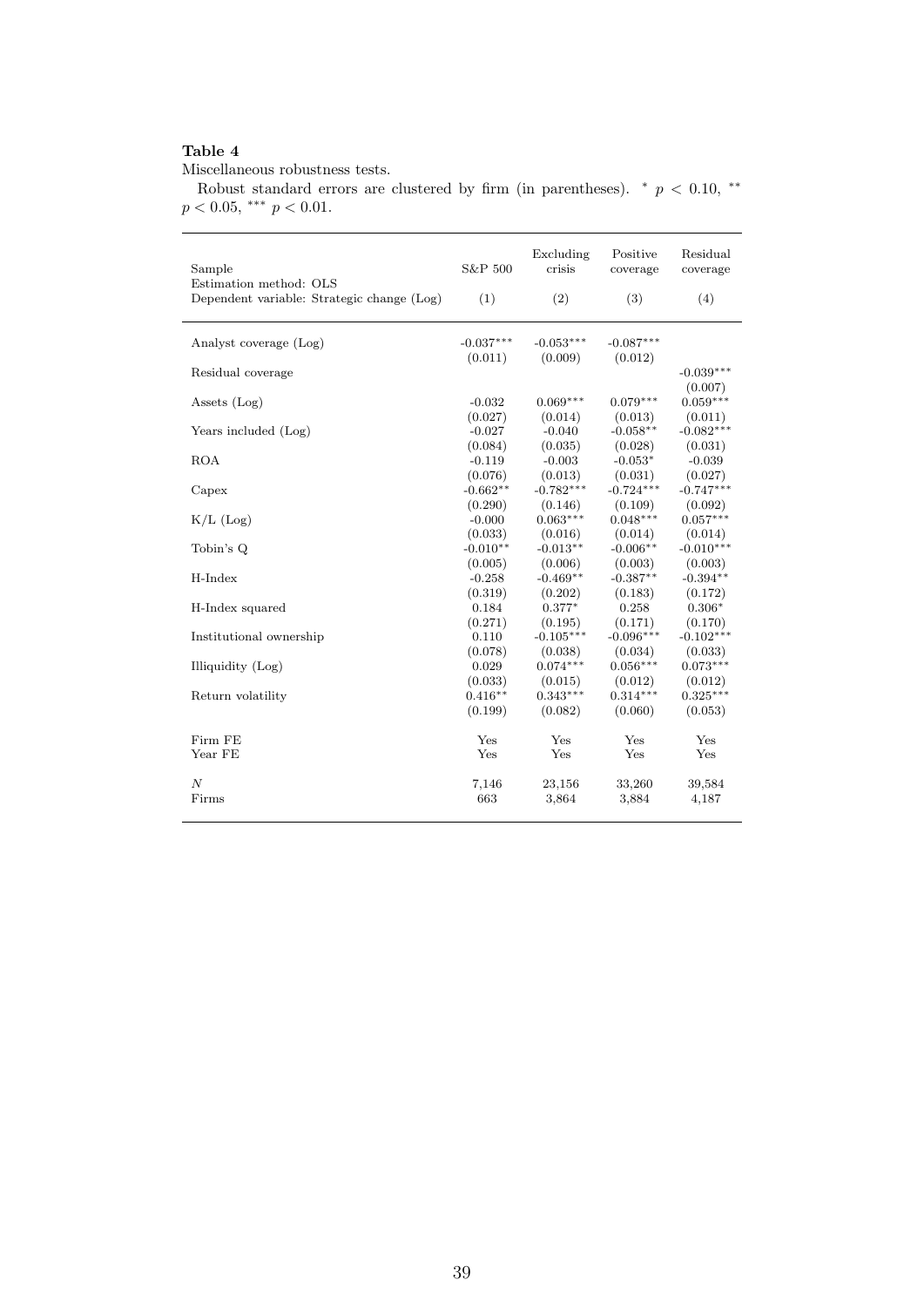**Table 4**

Miscellaneous robustness tests.

Robust standard errors are clustered by firm (in parentheses). $^{*}$ $p < 0.10$, $^{**}$ $p < 0.05$, $^{***}$ $p < 0.01$.

| Sample<br>Estimation method: OLS<br>Dependent variable: Strategic change (Log) | S&P 500<br>(1) | Excluding crisis<br>(2) | Positive coverage<br>(3) | Residual coverage<br>(4) |
|---|---|---|---|---|
| Analyst coverage (Log) | -0.037*** | -0.053*** | -0.087*** | |
| | (0.011) | (0.009) | (0.012) | |
| Residual coverage | | | | -0.039*** |
| | | | | (0.007) |
| Assets (Log) | -0.032 | 0.069*** | 0.079*** | 0.059*** |
| | (0.027) | (0.014) | (0.013) | (0.011) |
| Years included (Log) | -0.027 | -0.040 | -0.058** | -0.082*** |
| | (0.084) | (0.035) | (0.028) | (0.031) |
| ROA | -0.119 | -0.003 | -0.053* | -0.039 |
| | (0.076) | (0.013) | (0.031) | (0.027) |
| Capex | -0.662** | -0.782*** | -0.724*** | -0.747*** |
| | (0.290) | (0.146) | (0.109) | (0.092) |
| K/L (Log) | -0.000 | 0.063*** | 0.048*** | 0.057*** |
| | (0.033) | (0.016) | (0.014) | (0.014) |
| Tobin's Q | -0.010** | -0.013** | -0.006** | -0.010*** |
| | (0.005) | (0.006) | (0.003) | (0.003) |
| H-Index | -0.258 | -0.469** | -0.387** | -0.394** |
| | (0.319) | (0.202) | (0.183) | (0.172) |
| H-Index squared | 0.184 | 0.377* | 0.258 | 0.306* |
| | (0.271) | (0.195) | (0.171) | (0.170) |
| Institutional ownership | 0.110 | -0.105*** | -0.096*** | -0.102*** |
| | (0.078) | (0.038) | (0.034) | (0.033) |
| Illiquidity (Log) | 0.029 | 0.074*** | 0.056*** | 0.073*** |
| | (0.033) | (0.015) | (0.012) | (0.012) |
| Return volatility | 0.416** | 0.343*** | 0.314*** | 0.325*** |
| | (0.199) | (0.082) | (0.060) | (0.053) |
| Firm FE | Yes | Yes | Yes | Yes |
| Year FE | Yes | Yes | Yes | Yes |
| $N$ | 7,146 | 23,156 | 33,260 | 39,584 |
| Firms | 663 | 3,864 | 3,884 | 4,187 |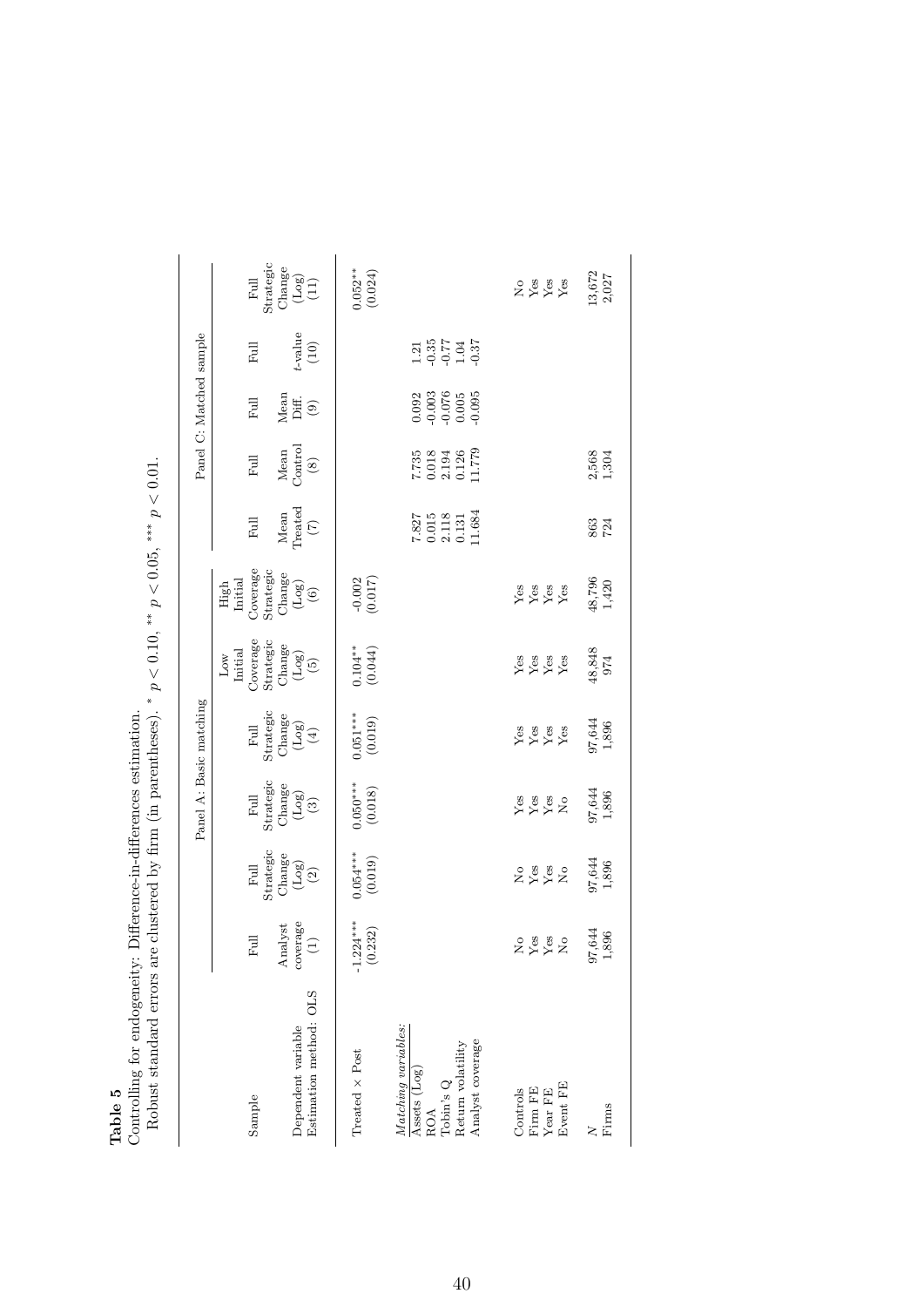**Table 5**

Controlling for endogeneity: Difference-in-differences estimation.

Robust standard errors are clustered by firm (in parentheses). * $p < 0.10$, ** $p < 0.05$, *** $p < 0.01$.

| | Panel A: Basic matching | | | | | | Panel C: Matched sample | | | | |
|---|---|---|---|---|---|---|---|---|---|---|---|
| Sample | Full | Full | Full | Full | Low Initial Coverage | High Initial Coverage | Full | Full | Full | Full | Full |
| Dependent variable | Analyst coverage | Strategic Change (Log) | Strategic Change (Log) | Strategic Change (Log) | Strategic Change (Log) | Strategic Change (Log) | Mean Treated | Mean Control | Mean Diff. | $t$-value | Strategic Change (Log) |
| Estimation method: OLS | (1) | (2) | (3) | (4) | (5) | (6) | (7) | (8) | (9) | (10) | (11) |
| Treated × Post | -1.224*** | 0.054*** | 0.050*** | 0.051*** | 0.104** | -0.002 | | | | | 0.052** |
| | (0.232) | (0.019) | (0.018) | (0.019) | (0.044) | (0.017) | | | | | (0.024) |
| *Matching variables:* | | | | | | | | | | | |
| Assets (Log) | | | | | | | 7.827 | 7.735 | 0.092 | 1.21 | |
| ROA | | | | | | | 0.015 | 0.018 | -0.003 | -0.35 | |
| Tobin's Q | | | | | | | 2.118 | 2.194 | -0.076 | -0.77 | |
| Return volatility | | | | | | | 0.131 | 0.126 | 0.005 | 1.04 | |
| Analyst coverage | | | | | | | 11.684 | 11.779 | -0.095 | -0.37 | |
| Controls | No | No | Yes | Yes | Yes | Yes | | | | | No |
| Firm FE | Yes | Yes | Yes | Yes | Yes | Yes | | | | | Yes |
| Year FE | Yes | Yes | Yes | Yes | Yes | Yes | | | | | Yes |
| Event FE | No | No | No | Yes | Yes | Yes | | | | | Yes |
| $N$ | 97,644 | 97,644 | 97,644 | 97,644 | 48,848 | 48,796 | 863 | 2,568 | | | 13,672 |
| Firms | 1,896 | 1,896 | 1,896 | 1,896 | 974 | 1,420 | 724 | 1,304 | | | 2,027 |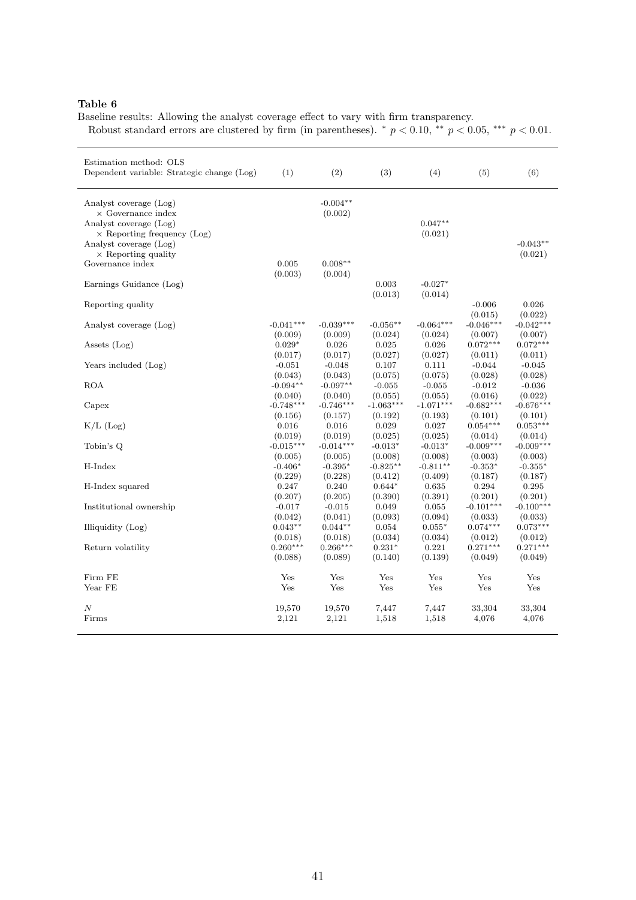**Table 6**

Baseline results: Allowing the analyst coverage effect to vary with firm transparency.

Robust standard errors are clustered by firm (in parentheses). $^{*}$ $p < 0.10$, $^{**}$ $p < 0.05$, $^{***}$ $p < 0.01$.

| Estimation method: OLS<br>Dependent variable: Strategic change (Log) | (1) | (2) | (3) | (4) | (5) | (6) |
|---|---|---|---|---|---|---|
| Analyst coverage (Log) × Governance index | | -0.004** | | | | |
| | | (0.002) | | | | |
| Analyst coverage (Log) × Reporting frequency (Log) | | | | 0.047** | | |
| | | | | (0.021) | | |
| Analyst coverage (Log) × Reporting quality | | | | | | -0.043** |
| | | | | | | (0.021) |
| Governance index | 0.005 | 0.008** | | | | |
| | (0.003) | (0.004) | | | | |
| Earnings Guidance (Log) | | | 0.003 | -0.027* | | |
| | | | (0.013) | (0.014) | | |
| Reporting quality | | | | | -0.006 | 0.026 |
| | | | | | (0.015) | (0.022) |
| Analyst coverage (Log) | -0.041*** | -0.039*** | -0.056** | -0.064*** | -0.046*** | -0.042*** |
| | (0.009) | (0.009) | (0.024) | (0.024) | (0.007) | (0.007) |
| Assets (Log) | 0.029* | 0.026 | 0.025 | 0.026 | 0.072*** | 0.072*** |
| | (0.017) | (0.017) | (0.027) | (0.027) | (0.011) | (0.011) |
| Years included (Log) | -0.051 | -0.048 | 0.107 | 0.111 | -0.044 | -0.045 |
| | (0.043) | (0.043) | (0.075) | (0.075) | (0.028) | (0.028) |
| ROA | -0.094** | -0.097** | -0.055 | -0.055 | -0.012 | -0.036 |
| | (0.040) | (0.040) | (0.055) | (0.055) | (0.016) | (0.022) |
| Capex | -0.748*** | -0.746*** | -1.063*** | -1.071*** | -0.682*** | -0.676*** |
| | (0.156) | (0.157) | (0.192) | (0.193) | (0.101) | (0.101) |
| K/L (Log) | 0.016 | 0.016 | 0.029 | 0.027 | 0.054*** | 0.053*** |
| | (0.019) | (0.019) | (0.025) | (0.025) | (0.014) | (0.014) |
| Tobin's Q | -0.015*** | -0.014*** | -0.013* | -0.013* | -0.009*** | -0.009*** |
| | (0.005) | (0.005) | (0.008) | (0.008) | (0.003) | (0.003) |
| H-Index | -0.406* | -0.395* | -0.825** | -0.811** | -0.353* | -0.355* |
| | (0.229) | (0.228) | (0.412) | (0.409) | (0.187) | (0.187) |
| H-Index squared | 0.247 | 0.240 | 0.644* | 0.635 | 0.294 | 0.295 |
| | (0.207) | (0.205) | (0.390) | (0.391) | (0.201) | (0.201) |
| Institutional ownership | -0.017 | -0.015 | 0.049 | 0.055 | -0.101*** | -0.100*** |
| | (0.042) | (0.041) | (0.093) | (0.094) | (0.033) | (0.033) |
| Illiquidity (Log) | 0.043** | 0.044** | 0.054 | 0.055* | 0.074*** | 0.073*** |
| | (0.018) | (0.018) | (0.034) | (0.034) | (0.012) | (0.012) |
| Return volatility | 0.260*** | 0.266*** | 0.231* | 0.221 | 0.271*** | 0.271*** |
| | (0.088) | (0.089) | (0.140) | (0.139) | (0.049) | (0.049) |
| Firm FE | Yes | Yes | Yes | Yes | Yes | Yes |
| Year FE | Yes | Yes | Yes | Yes | Yes | Yes |
| $N$ | 19,570 | 19,570 | 7,447 | 7,447 | 33,304 | 33,304 |
| Firms | 2,121 | 2,121 | 1,518 | 1,518 | 4,076 | 4,076 |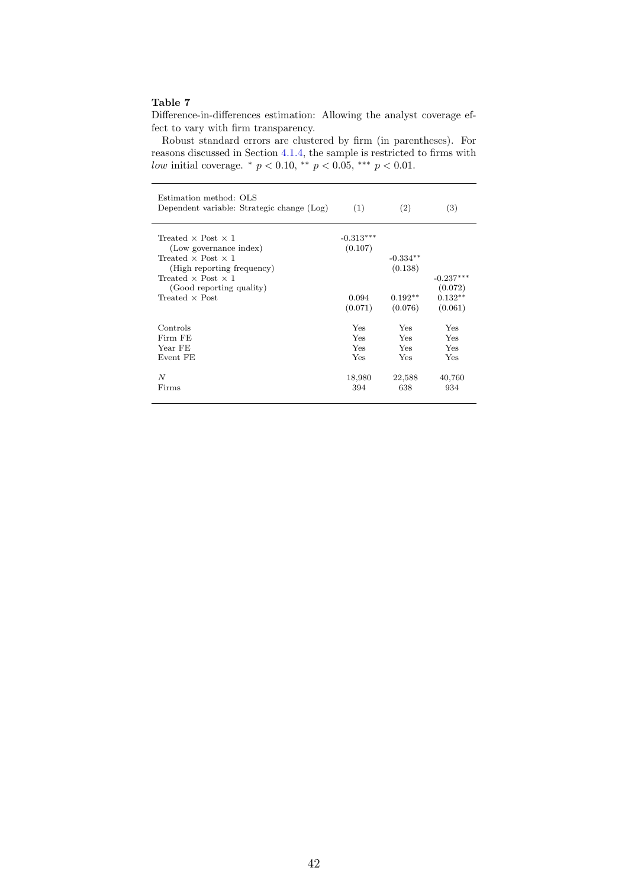**Table 7**

Difference-in-differences estimation: Allowing the analyst coverage effect to vary with firm transparency.

Robust standard errors are clustered by firm (in parentheses). For reasons discussed in Section 4.1.4, the sample is restricted to firms with *low* initial coverage. $^{*}$ $p < 0.10$, $^{**}$ $p < 0.05$, $^{***}$ $p < 0.01$.

| Estimation method: OLS<br>Dependent variable: Strategic change (Log) | (1) | (2) | (3) |
|---|---|---|---|
| Treated × Post × 1 | -0.313*** | | |
| (Low governance index) | (0.107) | | |
| Treated × Post × 1 | | -0.334** | |
| (High reporting frequency) | | (0.138) | |
| Treated × Post × 1 | | | -0.237*** |
| (Good reporting quality) | | | (0.072) |
| Treated × Post | 0.094 | 0.192** | 0.132** |
| | (0.071) | (0.076) | (0.061) |
| Controls | Yes | Yes | Yes |
| Firm FE | Yes | Yes | Yes |
| Year FE | Yes | Yes | Yes |
| Event FE | Yes | Yes | Yes |
| $N$ | 18,980 | 22,588 | 40,760 |
| Firms | 394 | 638 | 934 |